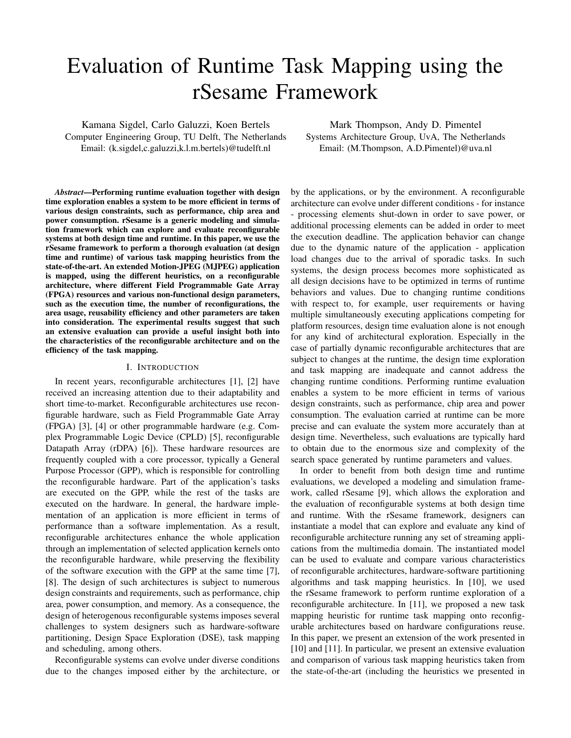# Evaluation of Runtime Task Mapping using the rSesame Framework

Kamana Sigdel, Carlo Galuzzi, Koen Bertels
Computer Engineering Group, TU Delft, The Netherlands
Email: (k.sigdel,c.galuzzi,k.l.m.bertels)@tudelft.nl

Mark Thompson, Andy D. Pimentel
Systems Architecture Group, UvA, The Netherlands
Email: (M.Thompson, A.D.Pimentel)@uva.nl

***Abstract*—Performing runtime evaluation together with design time exploration enables a system to be more efficient in terms of various design constraints, such as performance, chip area and power consumption. rSesame is a generic modeling and simulation framework which can explore and evaluate reconfigurable systems at both design time and runtime. In this paper, we use the rSesame framework to perform a thorough evaluation (at design time and runtime) of various task mapping heuristics from the state-of-the-art. An extended Motion-JPEG (MJPEG) application is mapped, using the different heuristics, on a reconfigurable architecture, where different Field Programmable Gate Array (FPGA) resources and various non-functional design parameters, such as the execution time, the number of reconfigurations, the area usage, reusability efficiency and other parameters are taken into consideration. The experimental results suggest that such an extensive evaluation can provide a useful insight both into the characteristics of the reconfigurable architecture and on the efficiency of the task mapping.**

## I. Introduction

In recent years, reconfigurable architectures [1], [2] have received an increasing attention due to their adaptability and short time-to-market. Reconfigurable architectures use reconfigurable hardware, such as Field Programmable Gate Array (FPGA) [3], [4] or other programmable hardware (e.g. Complex Programmable Logic Device (CPLD) [5], reconfigurable Datapath Array (rDPA) [6]). These hardware resources are frequently coupled with a core processor, typically a General Purpose Processor (GPP), which is responsible for controlling the reconfigurable hardware. Part of the application's tasks are executed on the GPP, while the rest of the tasks are executed on the hardware. In general, the hardware implementation of an application is more efficient in terms of performance than a software implementation. As a result, reconfigurable architectures enhance the whole application through an implementation of selected application kernels onto the reconfigurable hardware, while preserving the flexibility of the software execution with the GPP at the same time [7], [8]. The design of such architectures is subject to numerous design constraints and requirements, such as performance, chip area, power consumption, and memory. As a consequence, the design of heterogenous reconfigurable systems imposes several challenges to system designers such as hardware-software partitioning, Design Space Exploration (DSE), task mapping and scheduling, among others.

Reconfigurable systems can evolve under diverse conditions due to the changes imposed either by the architecture, or by the applications, or by the environment. A reconfigurable architecture can evolve under different conditions - for instance - processing elements shut-down in order to save power, or additional processing elements can be added in order to meet the execution deadline. The application behavior can change due to the dynamic nature of the application - application load changes due to the arrival of sporadic tasks. In such systems, the design process becomes more sophisticated as all design decisions have to be optimized in terms of runtime behaviors and values. Due to changing runtime conditions with respect to, for example, user requirements or having multiple simultaneously executing applications competing for platform resources, design time evaluation alone is not enough for any kind of architectural exploration. Especially in the case of partially dynamic reconfigurable architectures that are subject to changes at the runtime, the design time exploration and task mapping are inadequate and cannot address the changing runtime conditions. Performing runtime evaluation enables a system to be more efficient in terms of various design constraints, such as performance, chip area and power consumption. The evaluation carried at runtime can be more precise and can evaluate the system more accurately than at design time. Nevertheless, such evaluations are typically hard to obtain due to the enormous size and complexity of the search space generated by runtime parameters and values.

In order to benefit from both design time and runtime evaluations, we developed a modeling and simulation framework, called rSesame [9], which allows the exploration and the evaluation of reconfigurable systems at both design time and runtime. With the rSesame framework, designers can instantiate a model that can explore and evaluate any kind of reconfigurable architecture running any set of streaming applications from the multimedia domain. The instantiated model can be used to evaluate and compare various characteristics of reconfigurable architectures, hardware-software partitioning algorithms and task mapping heuristics. In [10], we used the rSesame framework to perform runtime exploration of a reconfigurable architecture. In [11], we proposed a new task mapping heuristic for runtime task mapping onto reconfigurable architectures based on hardware configurations reuse. In this paper, we present an extension of the work presented in [10] and [11]. In particular, we present an extensive evaluation and comparison of various task mapping heuristics taken from the state-of-the-art (including the heuristics we presented in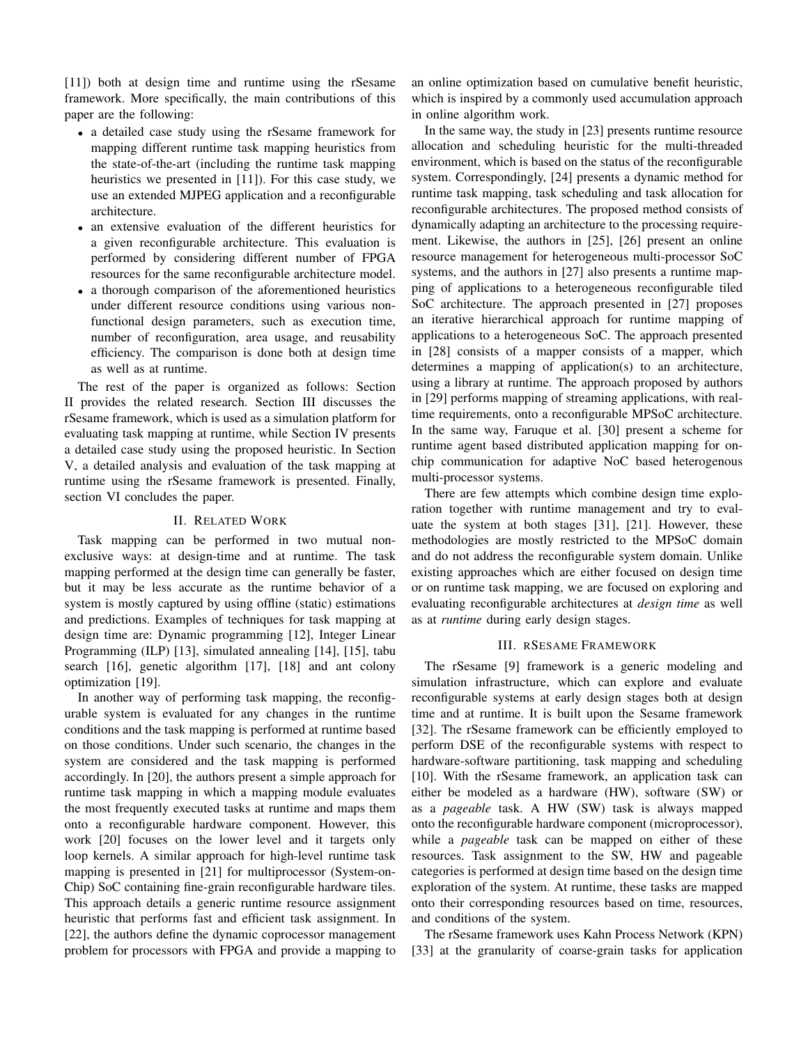[11]) both at design time and runtime using the rSesame framework. More specifically, the main contributions of this paper are the following:

- a detailed case study using the rSesame framework for mapping different runtime task mapping heuristics from the state-of-the-art (including the runtime task mapping heuristics we presented in [11]). For this case study, we use an extended MJPEG application and a reconfigurable architecture.
- an extensive evaluation of the different heuristics for a given reconfigurable architecture. This evaluation is performed by considering different number of FPGA resources for the same reconfigurable architecture model.
- a thorough comparison of the aforementioned heuristics under different resource conditions using various non-functional design parameters, such as execution time, number of reconfiguration, area usage, and reusability efficiency. The comparison is done both at design time as well as at runtime.

The rest of the paper is organized as follows: Section II provides the related research. Section III discusses the rSesame framework, which is used as a simulation platform for evaluating task mapping at runtime, while Section IV presents a detailed case study using the proposed heuristic. In Section V, a detailed analysis and evaluation of the task mapping at runtime using the rSesame framework is presented. Finally, section VI concludes the paper.

## II. Related Work

Task mapping can be performed in two mutual non-exclusive ways: at design-time and at runtime. The task mapping performed at the design time can generally be faster, but it may be less accurate as the runtime behavior of a system is mostly captured by using offline (static) estimations and predictions. Examples of techniques for task mapping at design time are: Dynamic programming [12], Integer Linear Programming (ILP) [13], simulated annealing [14], [15], tabu search [16], genetic algorithm [17], [18] and ant colony optimization [19].

In another way of performing task mapping, the reconfigurable system is evaluated for any changes in the runtime conditions and the task mapping is performed at runtime based on those conditions. Under such scenario, the changes in the system are considered and the task mapping is performed accordingly. In [20], the authors present a simple approach for runtime task mapping in which a mapping module evaluates the most frequently executed tasks at runtime and maps them onto a reconfigurable hardware component. However, this work [20] focuses on the lower level and it targets only loop kernels. A similar approach for high-level runtime task mapping is presented in [21] for multiprocessor (System-on-Chip) SoC containing fine-grain reconfigurable hardware tiles. This approach details a generic runtime resource assignment heuristic that performs fast and efficient task assignment. In [22], the authors define the dynamic coprocessor management problem for processors with FPGA and provide a mapping to an online optimization based on cumulative benefit heuristic, which is inspired by a commonly used accumulation approach in online algorithm work.

In the same way, the study in [23] presents runtime resource allocation and scheduling heuristic for the multi-threaded environment, which is based on the status of the reconfigurable system. Correspondingly, [24] presents a dynamic method for runtime task mapping, task scheduling and task allocation for reconfigurable architectures. The proposed method consists of dynamically adapting an architecture to the processing requirement. Likewise, the authors in [25], [26] present an online resource management for heterogeneous multi-processor SoC systems, and the authors in [27] also presents a runtime mapping of applications to a heterogeneous reconfigurable tiled SoC architecture. The approach presented in [27] proposes an iterative hierarchical approach for runtime mapping of applications to a heterogeneous SoC. The approach presented in [28] consists of a mapper consists of a mapper, which determines a mapping of application(s) to an architecture, using a library at runtime. The approach proposed by authors in [29] performs mapping of streaming applications, with real-time requirements, onto a reconfigurable MPSoC architecture. In the same way, Faruque et al. [30] present a scheme for runtime agent based distributed application mapping for on-chip communication for adaptive NoC based heterogenous multi-processor systems.

There are few attempts which combine design time exploration together with runtime management and try to evaluate the system at both stages [31], [21]. However, these methodologies are mostly restricted to the MPSoC domain and do not address the reconfigurable system domain. Unlike existing approaches which are either focused on design time or on runtime task mapping, we are focused on exploring and evaluating reconfigurable architectures at *design time* as well as at *runtime* during early design stages.

## III. rSesame Framework

The rSesame [9] framework is a generic modeling and simulation infrastructure, which can explore and evaluate reconfigurable systems at early design stages both at design time and at runtime. It is built upon the Sesame framework [32]. The rSesame framework can be efficiently employed to perform DSE of the reconfigurable systems with respect to hardware-software partitioning, task mapping and scheduling [10]. With the rSesame framework, an application task can either be modeled as a hardware (HW), software (SW) or as a *pageable* task. A HW (SW) task is always mapped onto the reconfigurable hardware component (microprocessor), while a *pageable* task can be mapped on either of these resources. Task assignment to the SW, HW and pageable categories is performed at design time based on the design time exploration of the system. At runtime, these tasks are mapped onto their corresponding resources based on time, resources, and conditions of the system.

The rSesame framework uses Kahn Process Network (KPN) [33] at the granularity of coarse-grain tasks for application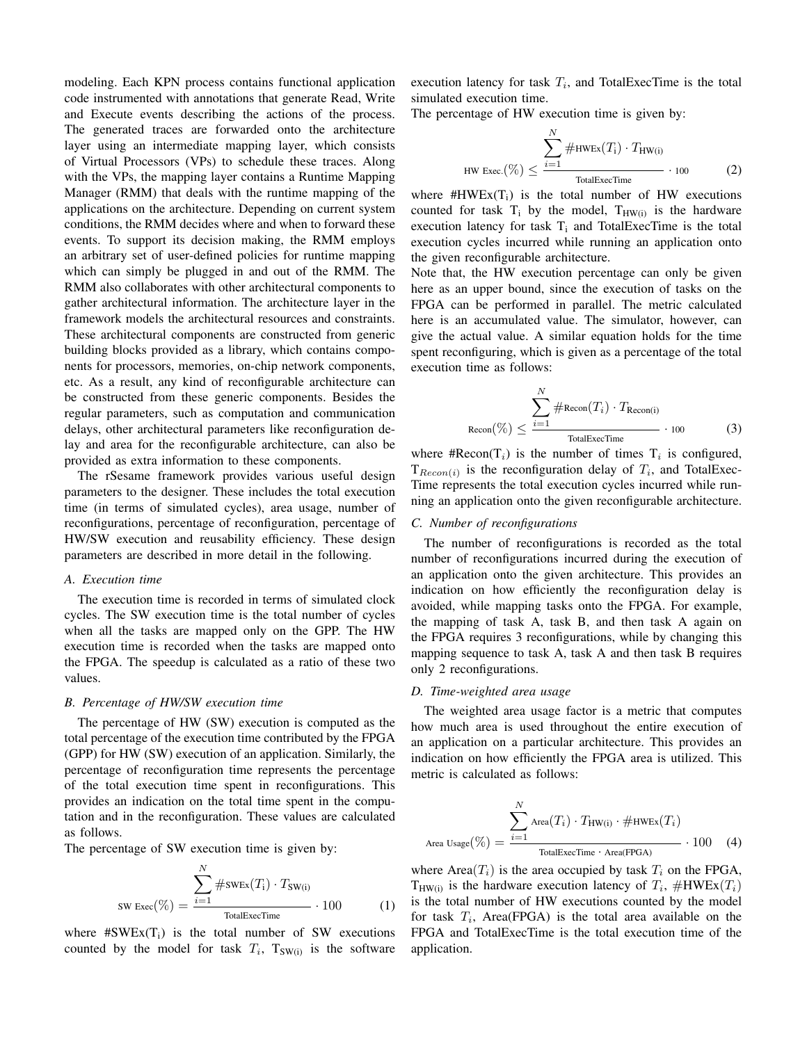modeling. Each KPN process contains functional application code instrumented with annotations that generate Read, Write and Execute events describing the actions of the process. The generated traces are forwarded onto the architecture layer using an intermediate mapping layer, which consists of Virtual Processors (VPs) to schedule these traces. Along with the VPs, the mapping layer contains a Runtime Mapping Manager (RMM) that deals with the runtime mapping of the applications on the architecture. Depending on current system conditions, the RMM decides where and when to forward these events. To support its decision making, the RMM employs an arbitrary set of user-defined policies for runtime mapping which can simply be plugged in and out of the RMM. The RMM also collaborates with other architectural components to gather architectural information. The architecture layer in the framework models the architectural resources and constraints. These architectural components are constructed from generic building blocks provided as a library, which contains components for processors, memories, on-chip network components, etc. As a result, any kind of reconfigurable architecture can be constructed from these generic components. Besides the regular parameters, such as computation and communication delays, other architectural parameters like reconfiguration delay and area for the reconfigurable architecture, can also be provided as extra information to these components.

The rSesame framework provides various useful design parameters to the designer. These includes the total execution time (in terms of simulated cycles), area usage, number of reconfigurations, percentage of reconfiguration, percentage of HW/SW execution and reusability efficiency. These design parameters are described in more detail in the following.

### A. Execution time

The execution time is recorded in terms of simulated clock cycles. The SW execution time is the total number of cycles when all the tasks are mapped only on the GPP. The HW execution time is recorded when the tasks are mapped onto the FPGA. The speedup is calculated as a ratio of these two values.

### B. Percentage of HW/SW execution time

The percentage of HW (SW) execution is computed as the total percentage of the execution time contributed by the FPGA (GPP) for HW (SW) execution of an application. Similarly, the percentage of reconfiguration time represents the percentage of the total execution time spent in reconfigurations. This provides an indication on the total time spent in the computation and in the reconfiguration. These values are calculated as follows.

The percentage of SW execution time is given by:

$$\text{SW Exec}(\%) = \frac{\sum_{i=1}^{N} \#\text{SWEx}(T_i) \cdot T_{\text{SW(i)}}}{\text{TotalExecTime}} \cdot 100 \qquad (1)$$

where $\#\text{SWEx}(\text{T}_\text{i})$ is the total number of SW executions counted by the model for task $T_i$, $\text{T}_{\text{SW(i)}}$ is the software execution latency for task $T_i$, and TotalExecTime is the total simulated execution time.

The percentage of HW execution time is given by:

$$\text{HW Exec.}(\%) \leq \frac{\sum_{i=1}^{N} \#\text{HWEx}(T_i) \cdot T_{\text{HW(i)}}}{\text{TotalExecTime}} \cdot 100 \qquad (2)$$

where $\#\text{HWEx}(\text{T}_\text{i})$ is the total number of HW executions counted for task $\text{T}_\text{i}$ by the model, $\text{T}_{\text{HW(i)}}$ is the hardware execution latency for task $\text{T}_\text{i}$ and TotalExecTime is the total execution cycles incurred while running an application onto the given reconfigurable architecture.

Note that, the HW execution percentage can only be given here as an upper bound, since the execution of tasks on the FPGA can be performed in parallel. The metric calculated here is an accumulated value. The simulator, however, can give the actual value. A similar equation holds for the time spent reconfiguring, which is given as a percentage of the total execution time as follows:

$$\text{Recon}(\%) \leq \frac{\sum_{i=1}^{N} \#\text{Recon}(T_i) \cdot T_{\text{Recon(i)}}}{\text{TotalExecTime}} \cdot 100 \qquad (3)$$

where $\#\text{Recon}(\text{T}_i)$ is the number of times $\text{T}_i$ is configured, $\text{T}_{Recon(i)}$ is the reconfiguration delay of $T_i$, and TotalExecTime represents the total execution cycles incurred while running an application onto the given reconfigurable architecture.

### C. Number of reconfigurations

The number of reconfigurations is recorded as the total number of reconfigurations incurred during the execution of an application onto the given architecture. This provides an indication on how efficiently the reconfiguration delay is avoided, while mapping tasks onto the FPGA. For example, the mapping of task A, task B, and then task A again on the FPGA requires 3 reconfigurations, while by changing this mapping sequence to task A, task A and then task B requires only 2 reconfigurations.

### D. Time-weighted area usage

The weighted area usage factor is a metric that computes how much area is used throughout the entire execution of an application on a particular architecture. This provides an indication on how efficiently the FPGA area is utilized. This metric is calculated as follows:

$$\text{Area Usage}(\%) = \frac{\sum_{i=1}^{N} \text{Area}(T_i) \cdot T_{\text{HW(i)}} \cdot \#\text{HWEx}(T_i)}{\text{TotalExecTime} \cdot \text{Area(FPGA)}} \cdot 100 \qquad (4)$$

where $\text{Area}(T_i)$ is the area occupied by task $T_i$ on the FPGA, $\text{T}_{\text{HW(i)}}$ is the hardware execution latency of $T_i$, $\#\text{HWEx}(T_i)$ is the total number of HW executions counted by the model for task $T_i$, Area(FPGA) is the total area available on the FPGA and TotalExecTime is the total execution time of the application.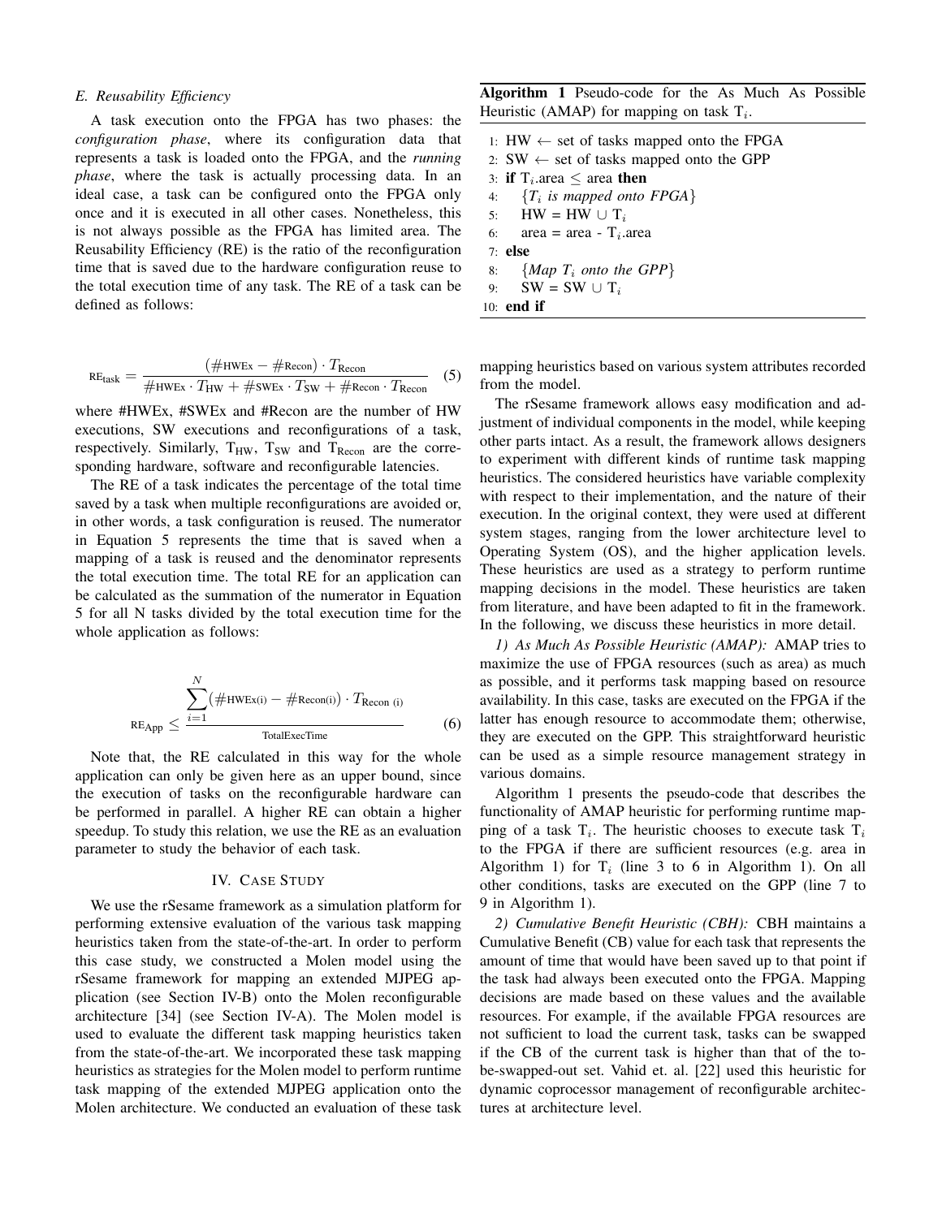### E. Reusability Efficiency

A task execution onto the FPGA has two phases: the *configuration phase*, where its configuration data that represents a task is loaded onto the FPGA, and the *running phase*, where the task is actually processing data. In an ideal case, a task can be configured onto the FPGA only once and it is executed in all other cases. Nonetheless, this is not always possible as the FPGA has limited area. The Reusability Efficiency (RE) is the ratio of the reconfiguration time that is saved due to the hardware configuration reuse to the total execution time of any task. The RE of a task can be defined as follows:

$$\mathrm{RE}_{\mathrm{task}} = \frac{(\#\mathrm{HWEx} - \#\mathrm{Recon}) \cdot T_{\mathrm{Recon}}}{\#\mathrm{HWEx} \cdot T_{\mathrm{HW}} + \#\mathrm{SWEx} \cdot T_{\mathrm{SW}} + \#\mathrm{Recon} \cdot T_{\mathrm{Recon}}} \quad (5)$$

where #HWEx, #SWEx and #Recon are the number of HW executions, SW executions and reconfigurations of a task, respectively. Similarly, $T_{HW}$, $T_{SW}$ and $T_{Recon}$ are the corresponding hardware, software and reconfigurable latencies.

The RE of a task indicates the percentage of the total time saved by a task when multiple reconfigurations are avoided or, in other words, a task configuration is reused. The numerator in Equation 5 represents the time that is saved when a mapping of a task is reused and the denominator represents the total execution time. The total RE for an application can be calculated as the summation of the numerator in Equation 5 for all N tasks divided by the total execution time for the whole application as follows:

$$\mathrm{RE}_{\mathrm{App}} \leq \frac{\sum_{i=1}^{N} (\#\mathrm{HWEx(i)} - \#\mathrm{Recon(i)}) \cdot T_{\mathrm{Recon\ (i)}}}{\mathrm{TotalExecTime}} \quad (6)$$

Note that, the RE calculated in this way for the whole application can only be given here as an upper bound, since the execution of tasks on the reconfigurable hardware can be performed in parallel. A higher RE can obtain a higher speedup. To study this relation, we use the RE as an evaluation parameter to study the behavior of each task.

## IV. Case Study

We use the rSesame framework as a simulation platform for performing extensive evaluation of the various task mapping heuristics taken from the state-of-the-art. In order to perform this case study, we constructed a Molen model using the rSesame framework for mapping an extended MJPEG application (see Section IV-B) onto the Molen reconfigurable architecture [34] (see Section IV-A). The Molen model is used to evaluate the different task mapping heuristics taken from the state-of-the-art. We incorporated these task mapping heuristics as strategies for the Molen model to perform runtime task mapping of the extended MJPEG application onto the Molen architecture. We conducted an evaluation of these task mapping heuristics based on various system attributes recorded from the model.

**Algorithm 1** Pseudo-code for the As Much As Possible Heuristic (AMAP) for mapping on task $T_i$.

```
1:  HW ← set of tasks mapped onto the FPGA
2:  SW ← set of tasks mapped onto the GPP
3:  if T_i.area ≤ area then
4:      {T_i is mapped onto FPGA}
5:      HW = HW ∪ T_i
6:      area = area - T_i.area
7:  else
8:      {Map T_i onto the GPP}
9:      SW = SW ∪ T_i
10: end if
```

The rSesame framework allows easy modification and adjustment of individual components in the model, while keeping other parts intact. As a result, the framework allows designers to experiment with different kinds of runtime task mapping heuristics. The considered heuristics have variable complexity with respect to their implementation, and the nature of their execution. In the original context, they were used at different system stages, ranging from the lower architecture level to Operating System (OS), and the higher application levels. These heuristics are used as a strategy to perform runtime mapping decisions in the model. These heuristics are taken from literature, and have been adapted to fit in the framework. In the following, we discuss these heuristics in more detail.

*1) As Much As Possible Heuristic (AMAP):* AMAP tries to maximize the use of FPGA resources (such as area) as much as possible, and it performs task mapping based on resource availability. In this case, tasks are executed on the FPGA if the latter has enough resource to accommodate them; otherwise, they are executed on the GPP. This straightforward heuristic can be used as a simple resource management strategy in various domains.

Algorithm 1 presents the pseudo-code that describes the functionality of AMAP heuristic for performing runtime mapping of a task $T_i$. The heuristic chooses to execute task $T_i$ to the FPGA if there are sufficient resources (e.g. area in Algorithm 1) for $T_i$ (line 3 to 6 in Algorithm 1). On all other conditions, tasks are executed on the GPP (line 7 to 9 in Algorithm 1).

*2) Cumulative Benefit Heuristic (CBH):* CBH maintains a Cumulative Benefit (CB) value for each task that represents the amount of time that would have been saved up to that point if the task had always been executed onto the FPGA. Mapping decisions are made based on these values and the available resources. For example, if the available FPGA resources are not sufficient to load the current task, tasks can be swapped if the CB of the current task is higher than that of the to-be-swapped-out set. Vahid et. al. [22] used this heuristic for dynamic coprocessor management of reconfigurable architectures at architecture level.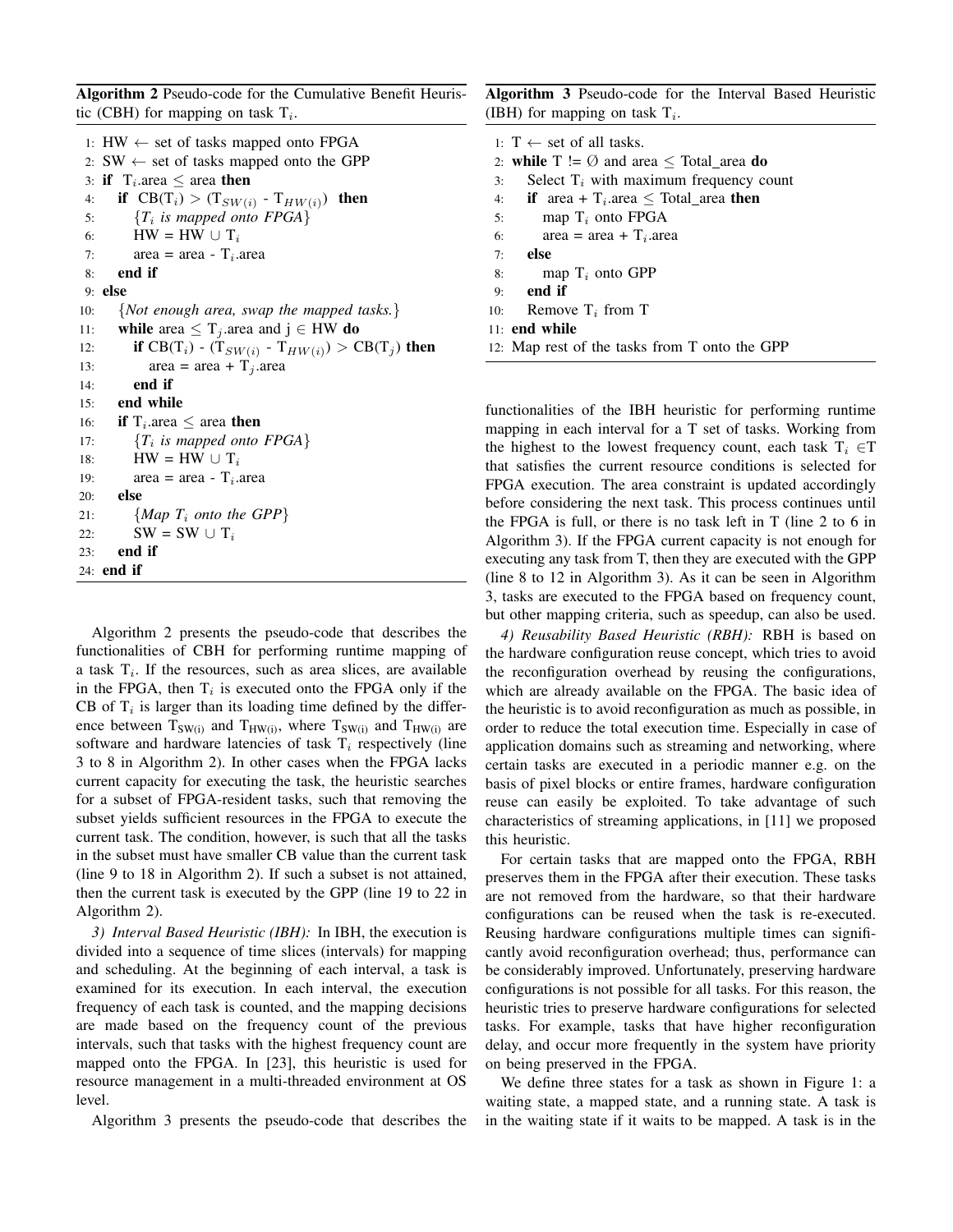**Algorithm 2** Pseudo-code for the Cumulative Benefit Heuristic (CBH) for mapping on task $T_i$.

```
1:  HW ← set of tasks mapped onto FPGA
2:  SW ← set of tasks mapped onto the GPP
3:  if T_i.area ≤ area then
4:     if CB(T_i) > (T_SW(i) - T_HW(i)) then
5:        {T_i is mapped onto FPGA}
6:        HW = HW ∪ T_i
7:        area = area - T_i.area
8:     end if
9:  else
10:    {Not enough area, swap the mapped tasks.}
11:    while area ≤ T_j.area and j ∈ HW do
12:       if CB(T_i) - (T_SW(i) - T_HW(i)) > CB(T_j) then
13:          area = area + T_j.area
14:       end if
15:    end while
16:    if T_i.area ≤ area then
17:       {T_i is mapped onto FPGA}
18:       HW = HW ∪ T_i
19:       area = area - T_i.area
20:    else
21:       {Map T_i onto the GPP}
22:       SW = SW ∪ T_i
23:    end if
24: end if
```

Algorithm 2 presents the pseudo-code that describes the functionalities of CBH for performing runtime mapping of a task $T_i$. If the resources, such as area slices, are available in the FPGA, then $T_i$ is executed onto the FPGA only if the CB of $T_i$ is larger than its loading time defined by the difference between $T_{SW(i)}$ and $T_{HW(i)}$, where $T_{SW(i)}$ and $T_{HW(i)}$ are software and hardware latencies of task $T_i$ respectively (line 3 to 8 in Algorithm 2). In other cases when the FPGA lacks current capacity for executing the task, the heuristic searches for a subset of FPGA-resident tasks, such that removing the subset yields sufficient resources in the FPGA to execute the current task. The condition, however, is such that all the tasks in the subset must have smaller CB value than the current task (line 9 to 18 in Algorithm 2). If such a subset is not attained, then the current task is executed by the GPP (line 19 to 22 in Algorithm 2).

*3) Interval Based Heuristic (IBH):* In IBH, the execution is divided into a sequence of time slices (intervals) for mapping and scheduling. At the beginning of each interval, a task is examined for its execution. In each interval, the execution frequency of each task is counted, and the mapping decisions are made based on the frequency count of the previous intervals, such that tasks with the highest frequency count are mapped onto the FPGA. In [23], this heuristic is used for resource management in a multi-threaded environment at OS level.

Algorithm 3 presents the pseudo-code that describes the functionalities of the IBH heuristic for performing runtime mapping in each interval for a T set of tasks. Working from the highest to the lowest frequency count, each task $T_i \in T$ that satisfies the current resource conditions is selected for FPGA execution. The area constraint is updated accordingly before considering the next task. This process continues until the FPGA is full, or there is no task left in T (line 2 to 6 in Algorithm 3). If the FPGA current capacity is not enough for executing any task from T, then they are executed with the GPP (line 8 to 12 in Algorithm 3). As it can be seen in Algorithm 3, tasks are executed to the FPGA based on frequency count, but other mapping criteria, such as speedup, can also be used.

**Algorithm 3** Pseudo-code for the Interval Based Heuristic (IBH) for mapping on task $T_i$.

```
1:  T ← set of all tasks.
2:  while T != ∅ and area ≤ Total_area do
3:     Select T_i with maximum frequency count
4:     if area + T_i.area ≤ Total_area then
5:        map T_i onto FPGA
6:        area = area + T_i.area
7:     else
8:        map T_i onto GPP
9:     end if
10:    Remove T_i from T
11: end while
12: Map rest of the tasks from T onto the GPP
```

*4) Reusability Based Heuristic (RBH):* RBH is based on the hardware configuration reuse concept, which tries to avoid the reconfiguration overhead by reusing the configurations, which are already available on the FPGA. The basic idea of the heuristic is to avoid reconfiguration as much as possible, in order to reduce the total execution time. Especially in case of application domains such as streaming and networking, where certain tasks are executed in a periodic manner e.g. on the basis of pixel blocks or entire frames, hardware configuration reuse can easily be exploited. To take advantage of such characteristics of streaming applications, in [11] we proposed this heuristic.

For certain tasks that are mapped onto the FPGA, RBH preserves them in the FPGA after their execution. These tasks are not removed from the hardware, so that their hardware configurations can be reused when the task is re-executed. Reusing hardware configurations multiple times can significantly avoid reconfiguration overhead; thus, performance can be considerably improved. Unfortunately, preserving hardware configurations is not possible for all tasks. For this reason, the heuristic tries to preserve hardware configurations for selected tasks. For example, tasks that have higher reconfiguration delay, and occur more frequently in the system have priority on being preserved in the FPGA.

We define three states for a task as shown in Figure 1: a waiting state, a mapped state, and a running state. A task is in the waiting state if it waits to be mapped. A task is in the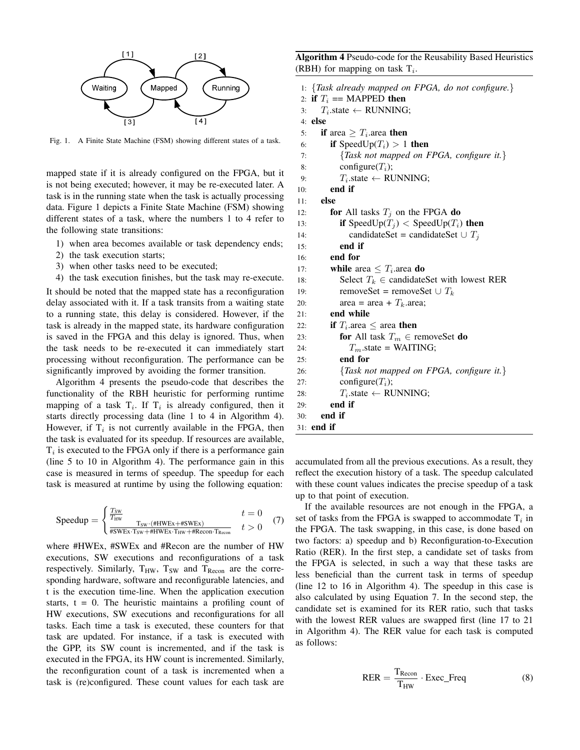Fig. 1. A Finite State Machine (FSM) showing different states of a task.

mapped state if it is already configured on the FPGA, but it is not being executed; however, it may be re-executed later. A task is in the running state when the task is actually processing data. Figure 1 depicts a Finite State Machine (FSM) showing different states of a task, where the numbers 1 to 4 refer to the following state transitions:

1) when area becomes available or task dependency ends;
2) the task execution starts;
3) when other tasks need to be executed;
4) the task execution finishes, but the task may re-execute.

It should be noted that the mapped state has a reconfiguration delay associated with it. If a task transits from a waiting state to a running state, this delay is considered. However, if the task is already in the mapped state, its hardware configuration is saved in the FPGA and this delay is ignored. Thus, when the task needs to be re-executed it can immediately start processing without reconfiguration. The performance can be significantly improved by avoiding the former transition.

Algorithm 4 presents the pseudo-code that describes the functionality of the RBH heuristic for performing runtime mapping of a task $T_i$. If $T_i$ is already configured, then it starts directly processing data (line 1 to 4 in Algorithm 4). However, if $T_i$ is not currently available in the FPGA, then the task is evaluated for its speedup. If resources are available, $T_i$ is executed to the FPGA only if there is a performance gain (line 5 to 10 in Algorithm 4). The performance gain in this case is measured in terms of speedup. The speedup for each task is measured at runtime by using the following equation:

$$\text{Speedup} = \begin{cases} \frac{T_{SW}}{T_{HW}} & t = 0 \\ \frac{T_{SW} \cdot (\#HWEx + \#SWEx)}{\#SWEx \cdot T_{SW} + \#HWEx \cdot T_{HW} + \#Recon \cdot T_{Recon}} & t > 0 \end{cases} \quad (7)$$

where #HWEx, #SWEx and #Recon are the number of HW executions, SW executions and reconfigurations of a task respectively. Similarly, $T_{HW}$, $T_{SW}$ and $T_{Recon}$ are the corresponding hardware, software and reconfigurable latencies, and t is the execution time-line. When the application execution starts, t = 0. The heuristic maintains a profiling count of HW executions, SW executions and reconfigurations for all tasks. Each time a task is executed, these counters for that task are updated. For instance, if a task is executed with the GPP, its SW count is incremented, and if the task is executed in the FPGA, its HW count is incremented. Similarly, the reconfiguration count of a task is incremented when a task is (re)configured. These count values for each task are

**Algorithm 4** Pseudo-code for the Reusability Based Heuristics (RBH) for mapping on task $T_i$.

```
1:  {Task already mapped on FPGA, do not configure.}
2:  if T_i == MAPPED then
3:      T_i.state ← RUNNING;
4:  else
5:      if area ≥ T_i.area then
6:          if SpeedUp(T_i) > 1 then
7:              {Task not mapped on FPGA, configure it.}
8:              configure(T_i);
9:              T_i.state ← RUNNING;
10:         end if
11:     else
12:         for All tasks T_j on the FPGA do
13:             if SpeedUp(T_j) < SpeedUp(T_i) then
14:                 candidateSet = candidateSet ∪ T_j
15:             end if
16:         end for
17:         while area ≤ T_i.area do
18:             Select T_k ∈ candidateSet with lowest RER
19:             removeSet = removeSet ∪ T_k
20:             area = area + T_k.area;
21:         end while
22:         if T_i.area ≤ area then
23:             for All task T_m ∈ removeSet do
24:                 T_m.state = WAITING;
25:             end for
26:             {Task not mapped on FPGA, configure it.}
27:             configure(T_i);
28:             T_i.state ← RUNNING;
29:         end if
30:     end if
31: end if
```

accumulated from all the previous executions. As a result, they reflect the execution history of a task. The speedup calculated with these count values indicates the precise speedup of a task up to that point of execution.

If the available resources are not enough in the FPGA, a set of tasks from the FPGA is swapped to accommodate $T_i$ in the FPGA. The task swapping, in this case, is done based on two factors: a) speedup and b) Reconfiguration-to-Execution Ratio (RER). In the first step, a candidate set of tasks from the FPGA is selected, in such a way that these tasks are less beneficial than the current task in terms of speedup (line 12 to 16 in Algorithm 4). The speedup in this case is also calculated by using Equation 7. In the second step, the candidate set is examined for its RER ratio, such that tasks with the lowest RER values are swapped first (line 17 to 21 in Algorithm 4). The RER value for each task is computed as follows:

$$\text{RER} = \frac{T_{Recon}}{T_{HW}} \cdot \text{Exec\_Freq} \quad (8)$$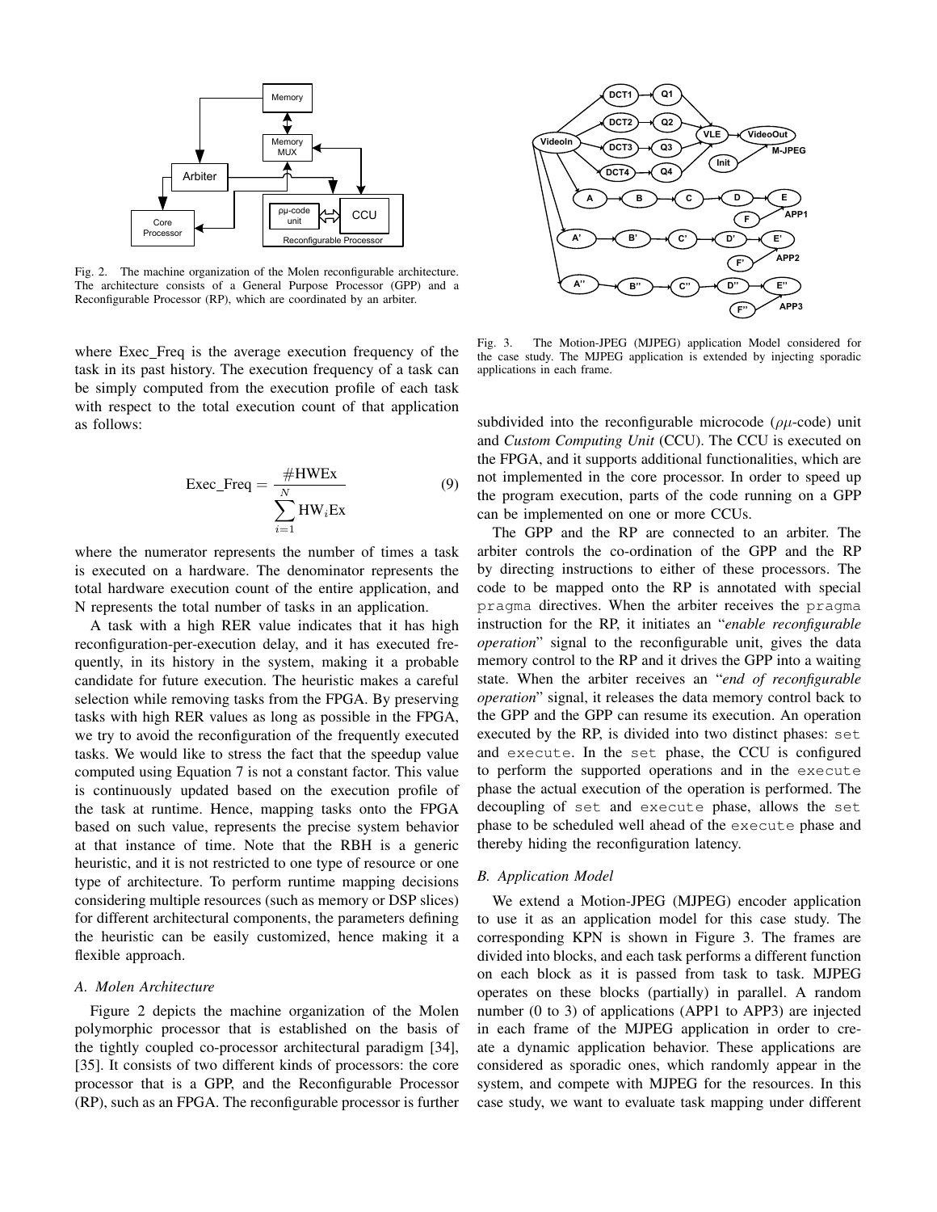Fig. 2. The machine organization of the Molen reconfigurable architecture. The architecture consists of a General Purpose Processor (GPP) and a Reconfigurable Processor (RP), which are coordinated by an arbiter.

where Exec_Freq is the average execution frequency of the task in its past history. The execution frequency of a task can be simply computed from the execution profile of each task with respect to the total execution count of that application as follows:

$$\text{Exec\_Freq} = \frac{\#\text{HWEx}}{\sum_{i=1}^{N} \text{HW}_i\text{Ex}} \tag{9}$$

where the numerator represents the number of times a task is executed on a hardware. The denominator represents the total hardware execution count of the entire application, and N represents the total number of tasks in an application.

A task with a high RER value indicates that it has high reconfiguration-per-execution delay, and it has executed frequently, in its history in the system, making it a probable candidate for future execution. The heuristic makes a careful selection while removing tasks from the FPGA. By preserving tasks with high RER values as long as possible in the FPGA, we try to avoid the reconfiguration of the frequently executed tasks. We would like to stress the fact that the speedup value computed using Equation 7 is not a constant factor. This value is continuously updated based on the execution profile of the task at runtime. Hence, mapping tasks onto the FPGA based on such value, represents the precise system behavior at that instance of time. Note that the RBH is a generic heuristic, and it is not restricted to one type of resource or one type of architecture. To perform runtime mapping decisions considering multiple resources (such as memory or DSP slices) for different architectural components, the parameters defining the heuristic can be easily customized, hence making it a flexible approach.

### A. Molen Architecture

Figure 2 depicts the machine organization of the Molen polymorphic processor that is established on the basis of the tightly coupled co-processor architectural paradigm [34], [35]. It consists of two different kinds of processors: the core processor that is a GPP, and the Reconfigurable Processor (RP), such as an FPGA. The reconfigurable processor is further subdivided into the reconfigurable microcode ($\rho\mu$-code) unit and *Custom Computing Unit* (CCU). The CCU is executed on the FPGA, and it supports additional functionalities, which are not implemented in the core processor. In order to speed up the program execution, parts of the code running on a GPP can be implemented on one or more CCUs.

Fig. 3. The Motion-JPEG (MJPEG) application Model considered for the case study. The MJPEG application is extended by injecting sporadic applications in each frame.

The GPP and the RP are connected to an arbiter. The arbiter controls the co-ordination of the GPP and the RP by directing instructions to either of these processors. The code to be mapped onto the RP is annotated with special `pragma` directives. When the arbiter receives the `pragma` instruction for the RP, it initiates an "*enable reconfigurable operation*" signal to the reconfigurable unit, gives the data memory control to the RP and it drives the GPP into a waiting state. When the arbiter receives an "*end of reconfigurable operation*" signal, it releases the data memory control back to the GPP and the GPP can resume its execution. An operation executed by the RP, is divided into two distinct phases: `set` and `execute`. In the `set` phase, the CCU is configured to perform the supported operations and in the `execute` phase the actual execution of the operation is performed. The decoupling of `set` and `execute` phase, allows the `set` phase to be scheduled well ahead of the `execute` phase and thereby hiding the reconfiguration latency.

### B. Application Model

We extend a Motion-JPEG (MJPEG) encoder application to use it as an application model for this case study. The corresponding KPN is shown in Figure 3. The frames are divided into blocks, and each task performs a different function on each block as it is passed from task to task. MJPEG operates on these blocks (partially) in parallel. A random number (0 to 3) of applications (APP1 to APP3) are injected in each frame of the MJPEG application in order to create a dynamic application behavior. These applications are considered as sporadic ones, which randomly appear in the system, and compete with MJPEG for the resources. In this case study, we want to evaluate task mapping under different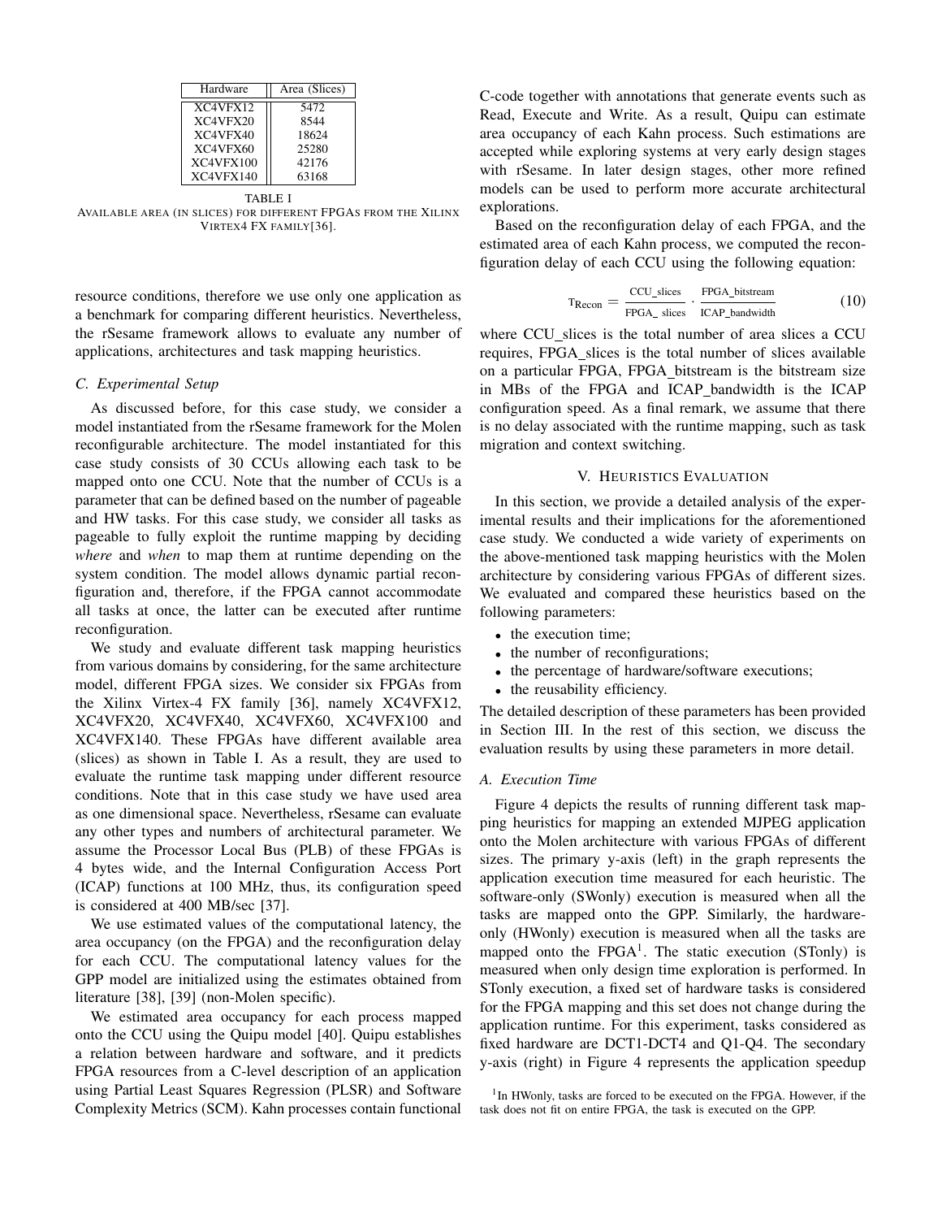| Hardware | Area (Slices) |
|---|---|
| XC4VFX12 | 5472 |
| XC4VFX20 | 8544 |
| XC4VFX40 | 18624 |
| XC4VFX60 | 25280 |
| XC4VFX100 | 42176 |
| XC4VFX140 | 63168 |

TABLE I
AVAILABLE AREA (IN SLICES) FOR DIFFERENT FPGAS FROM THE XILINX VIRTEX4 FX FAMILY[36].

resource conditions, therefore we use only one application as a benchmark for comparing different heuristics. Nevertheless, the rSesame framework allows to evaluate any number of applications, architectures and task mapping heuristics.

### C. Experimental Setup

As discussed before, for this case study, we consider a model instantiated from the rSesame framework for the Molen reconfigurable architecture. The model instantiated for this case study consists of 30 CCUs allowing each task to be mapped onto one CCU. Note that the number of CCUs is a parameter that can be defined based on the number of pageable and HW tasks. For this case study, we consider all tasks as pageable to fully exploit the runtime mapping by deciding *where* and *when* to map them at runtime depending on the system condition. The model allows dynamic partial reconfiguration and, therefore, if the FPGA cannot accommodate all tasks at once, the latter can be executed after runtime reconfiguration.

We study and evaluate different task mapping heuristics from various domains by considering, for the same architecture model, different FPGA sizes. We consider six FPGAs from the Xilinx Virtex-4 FX family [36], namely XC4VFX12, XC4VFX20, XC4VFX40, XC4VFX60, XC4VFX100 and XC4VFX140. These FPGAs have different available area (slices) as shown in Table I. As a result, they are used to evaluate the runtime task mapping under different resource conditions. Note that in this case study we have used area as one dimensional space. Nevertheless, rSesame can evaluate any other types and numbers of architectural parameter. We assume the Processor Local Bus (PLB) of these FPGAs is 4 bytes wide, and the Internal Configuration Access Port (ICAP) functions at 100 MHz, thus, its configuration speed is considered at 400 MB/sec [37].

We use estimated values of the computational latency, the area occupancy (on the FPGA) and the reconfiguration delay for each CCU. The computational latency values for the GPP model are initialized using the estimates obtained from literature [38], [39] (non-Molen specific).

We estimated area occupancy for each process mapped onto the CCU using the Quipu model [40]. Quipu establishes a relation between hardware and software, and it predicts FPGA resources from a C-level description of an application using Partial Least Squares Regression (PLSR) and Software Complexity Metrics (SCM). Kahn processes contain functional C-code together with annotations that generate events such as Read, Execute and Write. As a result, Quipu can estimate area occupancy of each Kahn process. Such estimations are accepted while exploring systems at very early design stages with rSesame. In later design stages, other more refined models can be used to perform more accurate architectural explorations.

Based on the reconfiguration delay of each FPGA, and the estimated area of each Kahn process, we computed the reconfiguration delay of each CCU using the following equation:

$$\tau_{\text{Recon}} = \frac{\text{CCU\_slices}}{\text{FPGA\_ slices}} \cdot \frac{\text{FPGA\_bitstream}}{\text{ICAP\_bandwidth}} \tag{10}$$

where CCU_slices is the total number of area slices a CCU requires, FPGA_slices is the total number of slices available on a particular FPGA, FPGA_bitstream is the bitstream size in MBs of the FPGA and ICAP_bandwidth is the ICAP configuration speed. As a final remark, we assume that there is no delay associated with the runtime mapping, such as task migration and context switching.

## V. HEURISTICS EVALUATION

In this section, we provide a detailed analysis of the experimental results and their implications for the aforementioned case study. We conducted a wide variety of experiments on the above-mentioned task mapping heuristics with the Molen architecture by considering various FPGAs of different sizes. We evaluated and compared these heuristics based on the following parameters:

- the execution time;
- the number of reconfigurations;
- the percentage of hardware/software executions;
- the reusability efficiency.

The detailed description of these parameters has been provided in Section III. In the rest of this section, we discuss the evaluation results by using these parameters in more detail.

### A. Execution Time

Figure 4 depicts the results of running different task mapping heuristics for mapping an extended MJPEG application onto the Molen architecture with various FPGAs of different sizes. The primary y-axis (left) in the graph represents the application execution time measured for each heuristic. The software-only (SWonly) execution is measured when all the tasks are mapped onto the GPP. Similarly, the hardware-only (HWonly) execution is measured when all the tasks are mapped onto the FPGA[1]. The static execution (STonly) is measured when only design time exploration is performed. In STonly execution, a fixed set of hardware tasks is considered for the FPGA mapping and this set does not change during the application runtime. For this experiment, tasks considered as fixed hardware are DCT1-DCT4 and Q1-Q4. The secondary y-axis (right) in Figure 4 represents the application speedup

[1] In HWonly, tasks are forced to be executed on the FPGA. However, if the task does not fit on entire FPGA, the task is executed on the GPP.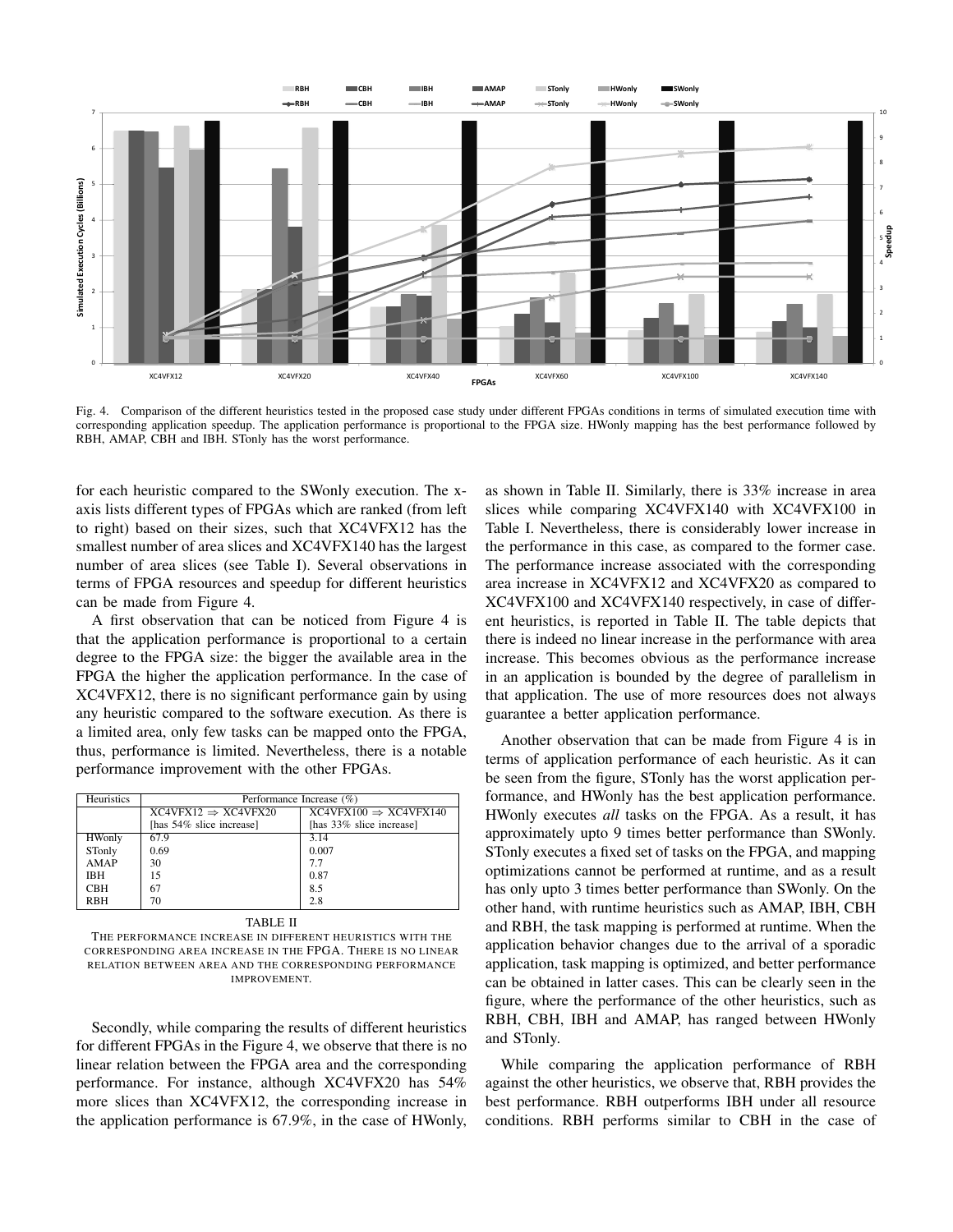Fig. 4. Comparison of the different heuristics tested in the proposed case study under different FPGAs conditions in terms of simulated execution time with corresponding application speedup. The application performance is proportional to the FPGA size. HWonly mapping has the best performance followed by RBH, AMAP, CBH and IBH. STonly has the worst performance.

for each heuristic compared to the SWonly execution. The x-axis lists different types of FPGAs which are ranked (from left to right) based on their sizes, such that XC4VFX12 has the smallest number of area slices and XC4VFX140 has the largest number of area slices (see Table I). Several observations in terms of FPGA resources and speedup for different heuristics can be made from Figure 4.

A first observation that can be noticed from Figure 4 is that the application performance is proportional to a certain degree to the FPGA size: the bigger the available area in the FPGA the higher the application performance. In the case of XC4VFX12, there is no significant performance gain by using any heuristic compared to the software execution. As there is a limited area, only few tasks can be mapped onto the FPGA, thus, performance is limited. Nevertheless, there is a notable performance improvement with the other FPGAs.

| Heuristics | Performance Increase (%) | |
|---|---|---|
| | XC4VFX12 ⇒ XC4VFX20 [has 54% slice increase] | XC4VFX100 ⇒ XC4VFX140 [has 33% slice increase] |
| HWonly | 67.9 | 3.14 |
| STonly | 0.69 | 0.007 |
| AMAP | 30 | 7.7 |
| IBH | 15 | 0.87 |
| CBH | 67 | 8.5 |
| RBH | 70 | 2.8 |

TABLE II

THE PERFORMANCE INCREASE IN DIFFERENT HEURISTICS WITH THE CORRESPONDING AREA INCREASE IN THE FPGA. THERE IS NO LINEAR RELATION BETWEEN AREA AND THE CORRESPONDING PERFORMANCE IMPROVEMENT.

Secondly, while comparing the results of different heuristics for different FPGAs in the Figure 4, we observe that there is no linear relation between the FPGA area and the corresponding performance. For instance, although XC4VFX20 has 54% more slices than XC4VFX12, the corresponding increase in the application performance is 67.9%, in the case of HWonly, as shown in Table II. Similarly, there is 33% increase in area slices while comparing XC4VFX140 with XC4VFX100 in Table I. Nevertheless, there is considerably lower increase in the performance in this case, as compared to the former case. The performance increase associated with the corresponding area increase in XC4VFX12 and XC4VFX20 as compared to XC4VFX100 and XC4VFX140 respectively, in case of different heuristics, is reported in Table II. The table depicts that there is indeed no linear increase in the performance with area increase. This becomes obvious as the performance increase in an application is bounded by the degree of parallelism in that application. The use of more resources does not always guarantee a better application performance.

Another observation that can be made from Figure 4 is in terms of application performance of each heuristic. As it can be seen from the figure, STonly has the worst application performance, and HWonly has the best application performance. HWonly executes *all* tasks on the FPGA. As a result, it has approximately upto 9 times better performance than SWonly. STonly executes a fixed set of tasks on the FPGA, and mapping optimizations cannot be performed at runtime, and as a result has only upto 3 times better performance than SWonly. On the other hand, with runtime heuristics such as AMAP, IBH, CBH and RBH, the task mapping is performed at runtime. When the application behavior changes due to the arrival of a sporadic application, task mapping is optimized, and better performance can be obtained in latter cases. This can be clearly seen in the figure, where the performance of the other heuristics, such as RBH, CBH, IBH and AMAP, has ranged between HWonly and STonly.

While comparing the application performance of RBH against the other heuristics, we observe that, RBH provides the best performance. RBH outperforms IBH under all resource conditions. RBH performs similar to CBH in the case of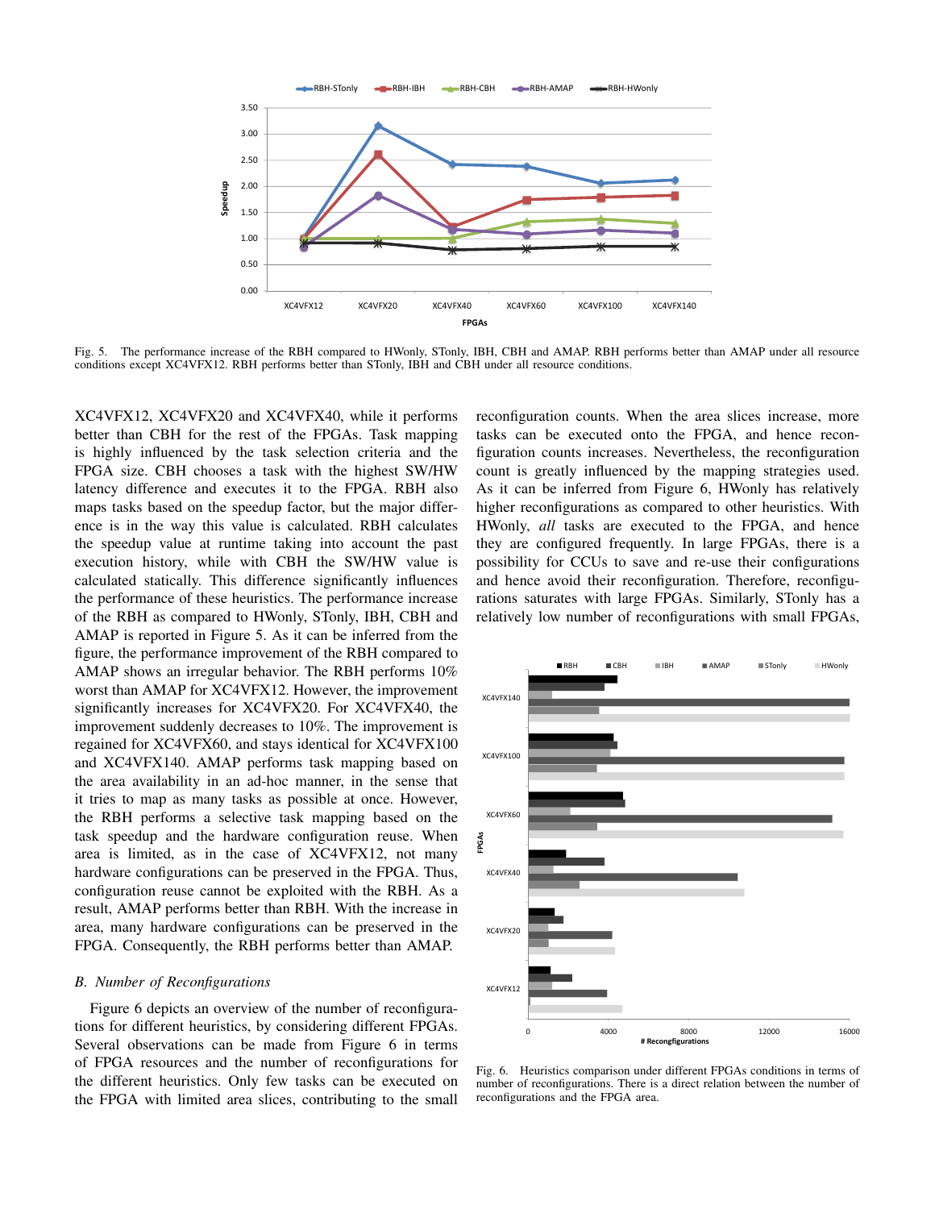Fig. 5. The performance increase of the RBH compared to HWonly, STonly, IBH, CBH and AMAP. RBH performs better than AMAP under all resource conditions except XC4VFX12. RBH performs better than STonly, IBH and CBH under all resource conditions.

XC4VFX12, XC4VFX20 and XC4VFX40, while it performs better than CBH for the rest of the FPGAs. Task mapping is highly influenced by the task selection criteria and the FPGA size. CBH chooses a task with the highest SW/HW latency difference and executes it to the FPGA. RBH also maps tasks based on the speedup factor, but the major difference is in the way this value is calculated. RBH calculates the speedup value at runtime taking into account the past execution history, while with CBH the SW/HW value is calculated statically. This difference significantly influences the performance of these heuristics. The performance increase of the RBH as compared to HWonly, STonly, IBH, CBH and AMAP is reported in Figure 5. As it can be inferred from the figure, the performance improvement of the RBH compared to AMAP shows an irregular behavior. The RBH performs 10% worst than AMAP for XC4VFX12. However, the improvement significantly increases for XC4VFX20. For XC4VFX40, the improvement suddenly decreases to 10%. The improvement is regained for XC4VFX60, and stays identical for XC4VFX100 and XC4VFX140. AMAP performs task mapping based on the area availability in an ad-hoc manner, in the sense that it tries to map as many tasks as possible at once. However, the RBH performs a selective task mapping based on the task speedup and the hardware configuration reuse. When area is limited, as in the case of XC4VFX12, not many hardware configurations can be preserved in the FPGA. Thus, configuration reuse cannot be exploited with the RBH. As a result, AMAP performs better than RBH. With the increase in area, many hardware configurations can be preserved in the FPGA. Consequently, the RBH performs better than AMAP.

### *B. Number of Reconfigurations*

Figure 6 depicts an overview of the number of reconfigurations for different heuristics, by considering different FPGAs. Several observations can be made from Figure 6 in terms of FPGA resources and the number of reconfigurations for the different heuristics. Only few tasks can be executed on the FPGA with limited area slices, contributing to the small reconfiguration counts. When the area slices increase, more tasks can be executed onto the FPGA, and hence reconfiguration counts increases. Nevertheless, the reconfiguration count is greatly influenced by the mapping strategies used. As it can be inferred from Figure 6, HWonly has relatively higher reconfigurations as compared to other heuristics. With HWonly, *all* tasks are executed to the FPGA, and hence they are configured frequently. In large FPGAs, there is a possibility for CCUs to save and re-use their configurations and hence avoid their reconfiguration. Therefore, reconfigurations saturates with large FPGAs. Similarly, STonly has a relatively low number of reconfigurations with small FPGAs,

Fig. 6. Heuristics comparison under different FPGAs conditions in terms of number of reconfigurations. There is a direct relation between the number of reconfigurations and the FPGA area.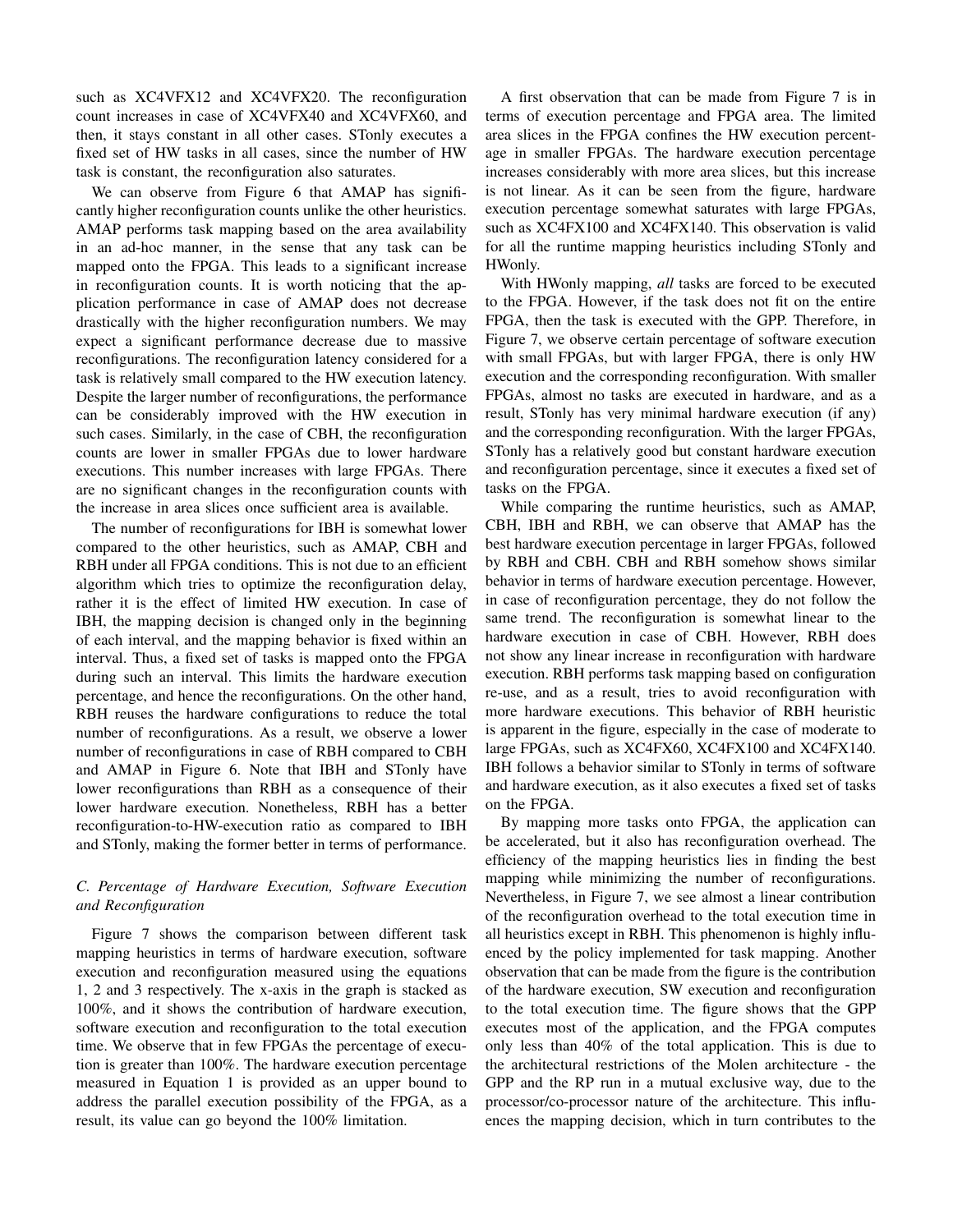such as XC4VFX12 and XC4VFX20. The reconfiguration count increases in case of XC4VFX40 and XC4VFX60, and then, it stays constant in all other cases. STonly executes a fixed set of HW tasks in all cases, since the number of HW task is constant, the reconfiguration also saturates.

We can observe from Figure 6 that AMAP has significantly higher reconfiguration counts unlike the other heuristics. AMAP performs task mapping based on the area availability in an ad-hoc manner, in the sense that any task can be mapped onto the FPGA. This leads to a significant increase in reconfiguration counts. It is worth noticing that the application performance in case of AMAP does not decrease drastically with the higher reconfiguration numbers. We may expect a significant performance decrease due to massive reconfigurations. The reconfiguration latency considered for a task is relatively small compared to the HW execution latency. Despite the larger number of reconfigurations, the performance can be considerably improved with the HW execution in such cases. Similarly, in the case of CBH, the reconfiguration counts are lower in smaller FPGAs due to lower hardware executions. This number increases with large FPGAs. There are no significant changes in the reconfiguration counts with the increase in area slices once sufficient area is available.

The number of reconfigurations for IBH is somewhat lower compared to the other heuristics, such as AMAP, CBH and RBH under all FPGA conditions. This is not due to an efficient algorithm which tries to optimize the reconfiguration delay, rather it is the effect of limited HW execution. In case of IBH, the mapping decision is changed only in the beginning of each interval, and the mapping behavior is fixed within an interval. Thus, a fixed set of tasks is mapped onto the FPGA during such an interval. This limits the hardware execution percentage, and hence the reconfigurations. On the other hand, RBH reuses the hardware configurations to reduce the total number of reconfigurations. As a result, we observe a lower number of reconfigurations in case of RBH compared to CBH and AMAP in Figure 6. Note that IBH and STonly have lower reconfigurations than RBH as a consequence of their lower hardware execution. Nonetheless, RBH has a better reconfiguration-to-HW-execution ratio as compared to IBH and STonly, making the former better in terms of performance.

### C. Percentage of Hardware Execution, Software Execution and Reconfiguration

Figure 7 shows the comparison between different task mapping heuristics in terms of hardware execution, software execution and reconfiguration measured using the equations 1, 2 and 3 respectively. The x-axis in the graph is stacked as 100%, and it shows the contribution of hardware execution, software execution and reconfiguration to the total execution time. We observe that in few FPGAs the percentage of execution is greater than 100%. The hardware execution percentage measured in Equation 1 is provided as an upper bound to address the parallel execution possibility of the FPGA, as a result, its value can go beyond the 100% limitation.

A first observation that can be made from Figure 7 is in terms of execution percentage and FPGA area. The limited area slices in the FPGA confines the HW execution percentage in smaller FPGAs. The hardware execution percentage increases considerably with more area slices, but this increase is not linear. As it can be seen from the figure, hardware execution percentage somewhat saturates with large FPGAs, such as XC4FX100 and XC4FX140. This observation is valid for all the runtime mapping heuristics including STonly and HWonly.

With HWonly mapping, *all* tasks are forced to be executed to the FPGA. However, if the task does not fit on the entire FPGA, then the task is executed with the GPP. Therefore, in Figure 7, we observe certain percentage of software execution with small FPGAs, but with larger FPGA, there is only HW execution and the corresponding reconfiguration. With smaller FPGAs, almost no tasks are executed in hardware, and as a result, STonly has very minimal hardware execution (if any) and the corresponding reconfiguration. With the larger FPGAs, STonly has a relatively good but constant hardware execution and reconfiguration percentage, since it executes a fixed set of tasks on the FPGA.

While comparing the runtime heuristics, such as AMAP, CBH, IBH and RBH, we can observe that AMAP has the best hardware execution percentage in larger FPGAs, followed by RBH and CBH. CBH and RBH somehow shows similar behavior in terms of hardware execution percentage. However, in case of reconfiguration percentage, they do not follow the same trend. The reconfiguration is somewhat linear to the hardware execution in case of CBH. However, RBH does not show any linear increase in reconfiguration with hardware execution. RBH performs task mapping based on configuration re-use, and as a result, tries to avoid reconfiguration with more hardware executions. This behavior of RBH heuristic is apparent in the figure, especially in the case of moderate to large FPGAs, such as XC4FX60, XC4FX100 and XC4FX140. IBH follows a behavior similar to STonly in terms of software and hardware execution, as it also executes a fixed set of tasks on the FPGA.

By mapping more tasks onto FPGA, the application can be accelerated, but it also has reconfiguration overhead. The efficiency of the mapping heuristics lies in finding the best mapping while minimizing the number of reconfigurations. Nevertheless, in Figure 7, we see almost a linear contribution of the reconfiguration overhead to the total execution time in all heuristics except in RBH. This phenomenon is highly influenced by the policy implemented for task mapping. Another observation that can be made from the figure is the contribution of the hardware execution, SW execution and reconfiguration to the total execution time. The figure shows that the GPP executes most of the application, and the FPGA computes only less than 40% of the total application. This is due to the architectural restrictions of the Molen architecture - the GPP and the RP run in a mutual exclusive way, due to the processor/co-processor nature of the architecture. This influences the mapping decision, which in turn contributes to the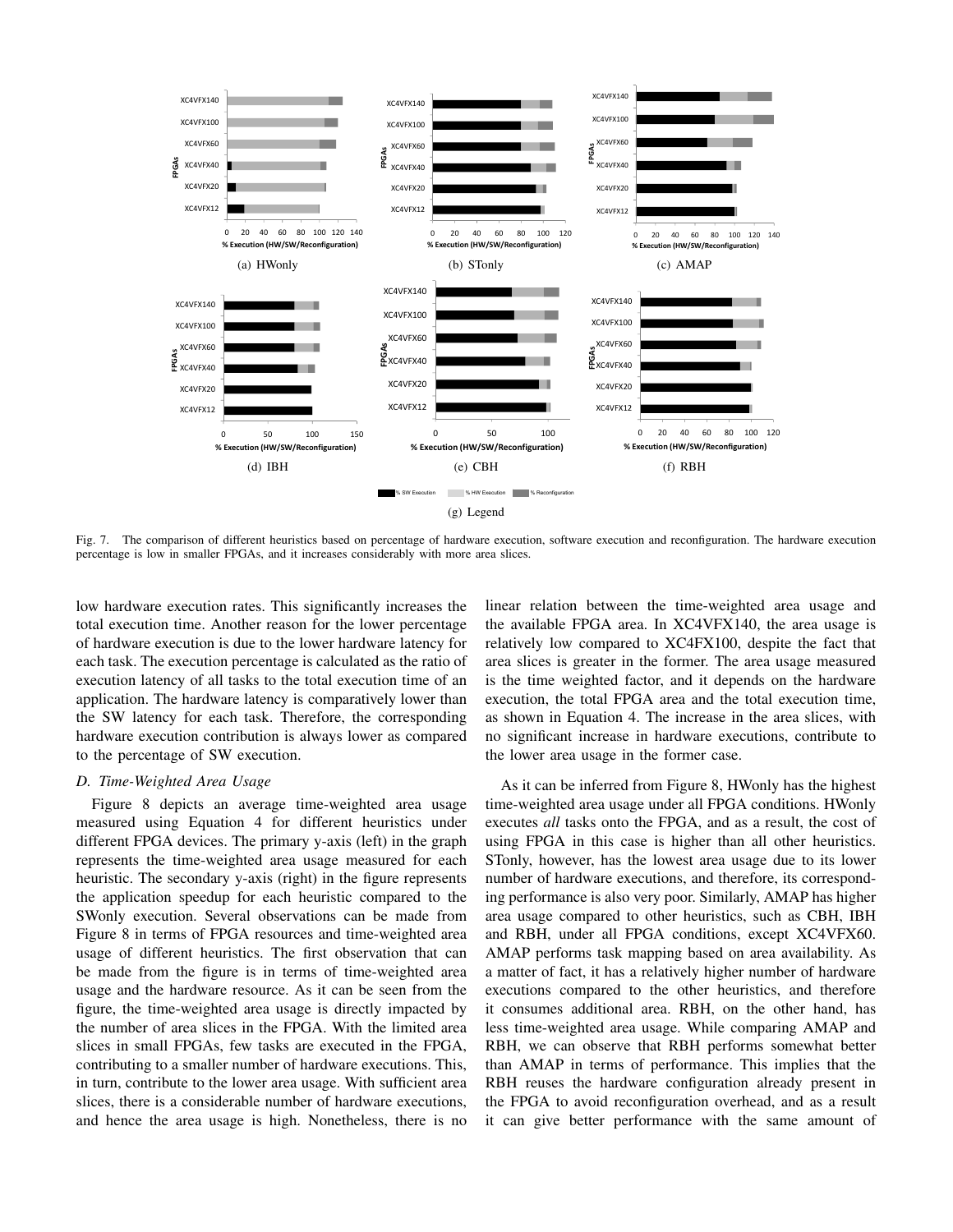(a) HWonly

(b) STonly

(c) AMAP

(d) IBH

(e) CBH

(f) RBH

(g) Legend

Fig. 7. The comparison of different heuristics based on percentage of hardware execution, software execution and reconfiguration. The hardware execution percentage is low in smaller FPGAs, and it increases considerably with more area slices.

low hardware execution rates. This significantly increases the total execution time. Another reason for the lower percentage of hardware execution is due to the lower hardware latency for each task. The execution percentage is calculated as the ratio of execution latency of all tasks to the total execution time of an application. The hardware latency is comparatively lower than the SW latency for each task. Therefore, the corresponding hardware execution contribution is always lower as compared to the percentage of SW execution.

### D. Time-Weighted Area Usage

Figure 8 depicts an average time-weighted area usage measured using Equation 4 for different heuristics under different FPGA devices. The primary y-axis (left) in the graph represents the time-weighted area usage measured for each heuristic. The secondary y-axis (right) in the figure represents the application speedup for each heuristic compared to the SWonly execution. Several observations can be made from Figure 8 in terms of FPGA resources and time-weighted area usage of different heuristics. The first observation that can be made from the figure is in terms of time-weighted area usage and the hardware resource. As it can be seen from the figure, the time-weighted area usage is directly impacted by the number of area slices in the FPGA. With the limited area slices in small FPGAs, few tasks are executed in the FPGA, contributing to a smaller number of hardware executions. This, in turn, contribute to the lower area usage. With sufficient area slices, there is a considerable number of hardware executions, and hence the area usage is high. Nonetheless, there is no linear relation between the time-weighted area usage and the available FPGA area. In XC4VFX140, the area usage is relatively low compared to XC4FX100, despite the fact that area slices is greater in the former. The area usage measured is the time weighted factor, and it depends on the hardware execution, the total FPGA area and the total execution time, as shown in Equation 4. The increase in the area slices, with no significant increase in hardware executions, contribute to the lower area usage in the former case.

As it can be inferred from Figure 8, HWonly has the highest time-weighted area usage under all FPGA conditions. HWonly executes *all* tasks onto the FPGA, and as a result, the cost of using FPGA in this case is higher than all other heuristics. STonly, however, has the lowest area usage due to its lower number of hardware executions, and therefore, its corresponding performance is also very poor. Similarly, AMAP has higher area usage compared to other heuristics, such as CBH, IBH and RBH, under all FPGA conditions, except XC4VFX60. AMAP performs task mapping based on area availability. As a matter of fact, it has a relatively higher number of hardware executions compared to the other heuristics, and therefore it consumes additional area. RBH, on the other hand, has less time-weighted area usage. While comparing AMAP and RBH, we can observe that RBH performs somewhat better than AMAP in terms of performance. This implies that the RBH reuses the hardware configuration already present in the FPGA to avoid reconfiguration overhead, and as a result it can give better performance with the same amount of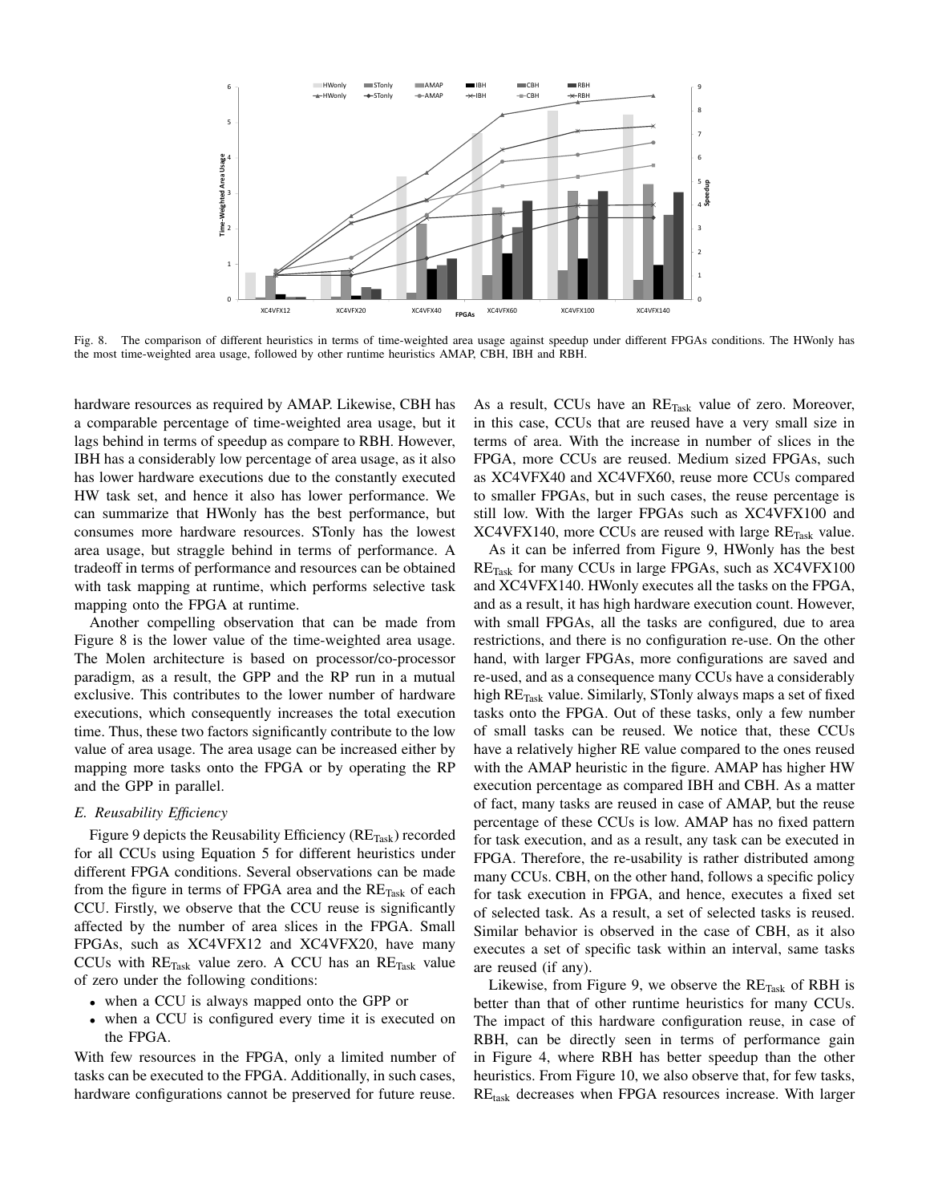Fig. 8. The comparison of different heuristics in terms of time-weighted area usage against speedup under different FPGAs conditions. The HWonly has the most time-weighted area usage, followed by other runtime heuristics AMAP, CBH, IBH and RBH.

hardware resources as required by AMAP. Likewise, CBH has a comparable percentage of time-weighted area usage, but it lags behind in terms of speedup as compare to RBH. However, IBH has a considerably low percentage of area usage, as it also has lower hardware executions due to the constantly executed HW task set, and hence it also has lower performance. We can summarize that HWonly has the best performance, but consumes more hardware resources. STonly has the lowest area usage, but straggle behind in terms of performance. A tradeoff in terms of performance and resources can be obtained with task mapping at runtime, which performs selective task mapping onto the FPGA at runtime.

Another compelling observation that can be made from Figure 8 is the lower value of the time-weighted area usage. The Molen architecture is based on processor/co-processor paradigm, as a result, the GPP and the RP run in a mutual exclusive. This contributes to the lower number of hardware executions, which consequently increases the total execution time. Thus, these two factors significantly contribute to the low value of area usage. The area usage can be increased either by mapping more tasks onto the FPGA or by operating the RP and the GPP in parallel.

### *E. Reusability Efficiency*

Figure 9 depicts the Reusability Efficiency ($RE_{Task}$) recorded for all CCUs using Equation 5 for different heuristics under different FPGA conditions. Several observations can be made from the figure in terms of FPGA area and the $RE_{Task}$ of each CCU. Firstly, we observe that the CCU reuse is significantly affected by the number of area slices in the FPGA. Small FPGAs, such as XC4VFX12 and XC4VFX20, have many CCUs with $RE_{Task}$ value zero. A CCU has an $RE_{Task}$ value of zero under the following conditions:

- when a CCU is always mapped onto the GPP or
- when a CCU is configured every time it is executed on the FPGA.

With few resources in the FPGA, only a limited number of tasks can be executed to the FPGA. Additionally, in such cases, hardware configurations cannot be preserved for future reuse. As a result, CCUs have an $RE_{Task}$ value of zero. Moreover, in this case, CCUs that are reused have a very small size in terms of area. With the increase in number of slices in the FPGA, more CCUs are reused. Medium sized FPGAs, such as XC4VFX40 and XC4VFX60, reuse more CCUs compared to smaller FPGAs, but in such cases, the reuse percentage is still low. With the larger FPGAs such as XC4VFX100 and XC4VFX140, more CCUs are reused with large $RE_{Task}$ value.

As it can be inferred from Figure 9, HWonly has the best $RE_{Task}$ for many CCUs in large FPGAs, such as XC4VFX100 and XC4VFX140. HWonly executes all the tasks on the FPGA, and as a result, it has high hardware execution count. However, with small FPGAs, all the tasks are configured, due to area restrictions, and there is no configuration re-use. On the other hand, with larger FPGAs, more configurations are saved and re-used, and as a consequence many CCUs have a considerably high $RE_{Task}$ value. Similarly, STonly always maps a set of fixed tasks onto the FPGA. Out of these tasks, only a few number of small tasks can be reused. We notice that, these CCUs have a relatively higher RE value compared to the ones reused with the AMAP heuristic in the figure. AMAP has higher HW execution percentage as compared IBH and CBH. As a matter of fact, many tasks are reused in case of AMAP, but the reuse percentage of these CCUs is low. AMAP has no fixed pattern for task execution, and as a result, any task can be executed in FPGA. Therefore, the re-usability is rather distributed among many CCUs. CBH, on the other hand, follows a specific policy for task execution in FPGA, and hence, executes a fixed set of selected task. As a result, a set of selected tasks is reused. Similar behavior is observed in the case of CBH, as it also executes a set of specific task within an interval, same tasks are reused (if any).

Likewise, from Figure 9, we observe the $RE_{Task}$ of RBH is better than that of other runtime heuristics for many CCUs. The impact of this hardware configuration reuse, in case of RBH, can be directly seen in terms of performance gain in Figure 4, where RBH has better speedup than the other heuristics. From Figure 10, we also observe that, for few tasks, $RE_{task}$ decreases when FPGA resources increase. With larger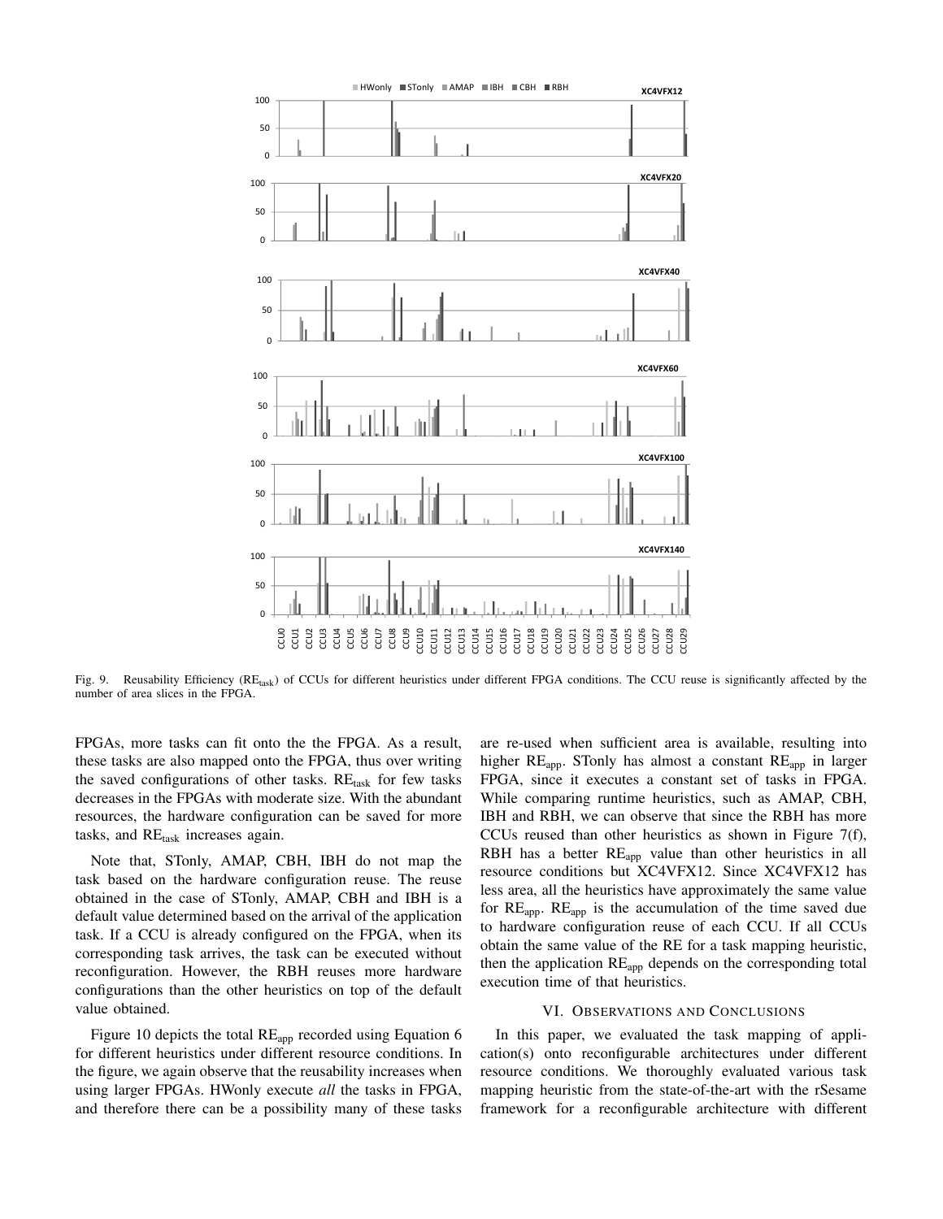Fig. 9. Reusability Efficiency ($RE_{task}$) of CCUs for different heuristics under different FPGA conditions. The CCU reuse is significantly affected by the number of area slices in the FPGA.

FPGAs, more tasks can fit onto the the FPGA. As a result, these tasks are also mapped onto the FPGA, thus over writing the saved configurations of other tasks. $RE_{task}$ for few tasks decreases in the FPGAs with moderate size. With the abundant resources, the hardware configuration can be saved for more tasks, and $RE_{task}$ increases again.

Note that, STonly, AMAP, CBH, IBH do not map the task based on the hardware configuration reuse. The reuse obtained in the case of STonly, AMAP, CBH and IBH is a default value determined based on the arrival of the application task. If a CCU is already configured on the FPGA, when its corresponding task arrives, the task can be executed without reconfiguration. However, the RBH reuses more hardware configurations than the other heuristics on top of the default value obtained.

Figure 10 depicts the total $RE_{app}$ recorded using Equation 6 for different heuristics under different resource conditions. In the figure, we again observe that the reusability increases when using larger FPGAs. HWonly execute *all* the tasks in FPGA, and therefore there can be a possibility many of these tasks are re-used when sufficient area is available, resulting into higher $RE_{app}$. STonly has almost a constant $RE_{app}$ in larger FPGA, since it executes a constant set of tasks in FPGA. While comparing runtime heuristics, such as AMAP, CBH, IBH and RBH, we can observe that since the RBH has more CCUs reused than other heuristics as shown in Figure 7(f), RBH has a better $RE_{app}$ value than other heuristics in all resource conditions but XC4VFX12. Since XC4VFX12 has less area, all the heuristics have approximately the same value for $RE_{app}$. $RE_{app}$ is the accumulation of the time saved due to hardware configuration reuse of each CCU. If all CCUs obtain the same value of the RE for a task mapping heuristic, then the application $RE_{app}$ depends on the corresponding total execution time of that heuristics.

## VI. Observations and Conclusions

In this paper, we evaluated the task mapping of application(s) onto reconfigurable architectures under different resource conditions. We thoroughly evaluated various task mapping heuristic from the state-of-the-art with the rSesame framework for a reconfigurable architecture with different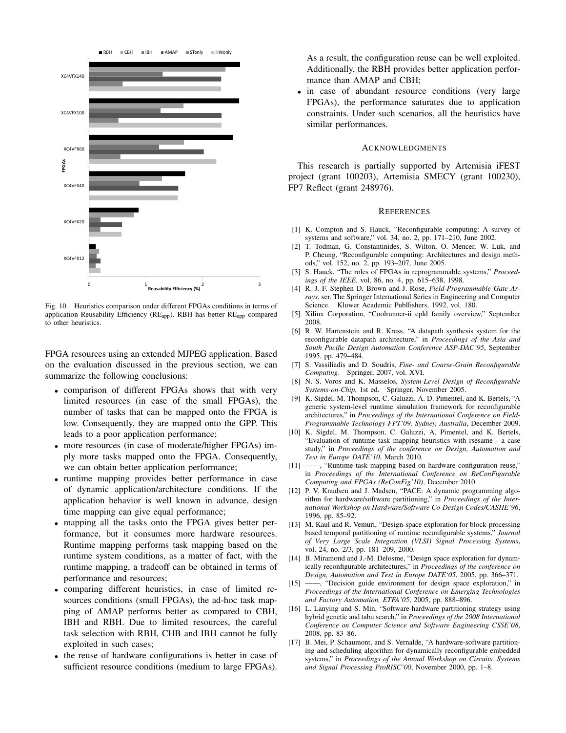Fig. 10. Heuristics comparison under different FPGAs conditions in terms of application Reusability Efficiency ($RE_{app}$). RBH has better $RE_{app}$ compared to other heuristics.

FPGA resources using an extended MJPEG application. Based on the evaluation discussed in the previous section, we can summarize the following conclusions:

- comparison of different FPGAs shows that with very limited resources (in case of the small FPGAs), the number of tasks that can be mapped onto the FPGA is low. Consequently, they are mapped onto the GPP. This leads to a poor application performance;
- more resources (in case of moderate/higher FPGAs) imply more tasks mapped onto the FPGA. Consequently, we can obtain better application performance;
- runtime mapping provides better performance in case of dynamic application/architecture conditions. If the application behavior is well known in advance, design time mapping can give equal performance;
- mapping all the tasks onto the FPGA gives better performance, but it consumes more hardware resources. Runtime mapping performs task mapping based on the runtime system conditions, as a matter of fact, with the runtime mapping, a tradeoff can be obtained in terms of performance and resources;
- comparing different heuristics, in case of limited resources conditions (small FPGAs), the ad-hoc task mapping of AMAP performs better as compared to CBH, IBH and RBH. Due to limited resources, the careful task selection with RBH, CHB and IBH cannot be fully exploited in such cases;
- the reuse of hardware configurations is better in case of sufficient resource conditions (medium to large FPGAs). As a result, the configuration reuse can be well exploited. Additionally, the RBH provides better application performance than AMAP and CBH;
- in case of abundant resource conditions (very large FPGAs), the performance saturates due to application constraints. Under such scenarios, all the heuristics have similar performances.

## Acknowledgments

This research is partially supported by Artemisia iFEST project (grant 100203), Artemisia SMECY (grant 100230), FP7 Reflect (grant 248976).

## References

[1] K. Compton and S. Hauck, "Reconfigurable computing: A survey of systems and software," vol. 34, no. 2, pp. 171–210, June 2002.

[2] T. Todman, G. Constantinides, S. Wilton, O. Mencer, W. Luk, and P. Cheung, "Reconfigurable computing: Architectures and design methods," vol. 152, no. 2, pp. 193–207, June 2005.

[3] S. Hauck, "The roles of FPGAs in reprogrammable systems," *Proceedings of the IEEE*, vol. 86, no. 4, pp. 615–638, 1998.

[4] R. J. F. Stephen D. Brown and J. Rose, *Field-Programmable Gate Arrays*, ser. The Springer International Series in Engineering and Computer Science. Kluwer Academic Publlishers, 1992, vol. 180.

[5] Xilinx Corporation, "Coolrunner-ii cpld family overview," September 2008.

[6] R. W. Hartenstein and R. Kress, "A datapath synthesis system for the reconfigurable datapath architecture," in *Proceedings of the Asia and South Pacific Design Automation Conference ASP-DAC'95*, September 1995, pp. 479–484.

[7] S. Vassiliadis and D. Soudris, *Fine- and Coarse-Grain Reconfigurable Computing*. Springer, 2007, vol. XVI.

[8] N. S. Voros and K. Masselos, *System-Level Design of Reconfigurable Systems-on-Chip*, 1st ed. Springer, November 2005.

[9] K. Sigdel, M. Thompson, C. Galuzzi, A. D. Pimentel, and K. Bertels, "A generic system-level runtime simulation framework for reconfigurable architectures," in *Proceedings of the International Conference on Field-Programmable Technology FPT'09, Sydney, Australia*, December 2009.

[10] K. Sigdel, M. Thompson, C. Galuzzi, A. Pimentel, and K. Bertels, "Evaluation of runtime task mapping heuristics with rsesame - a case study," in *Proceedings of the conference on Design, Automation and Test in Europe DATE'10*, March 2010.

[11] ——, "Runtime task mapping based on hardware configuration reuse," in *Proceedings of the International Conference on ReConFigurable Computing and FPGAs (ReConFig'10)*, December 2010.

[12] P. V. Knudsen and J. Madsen, "PACE: A dynamic programming algorithm for hardware/software partitioning," in *Proceedings of the International Workshop on Hardware/Software Co-Design Codes/CASHE'96*, 1996, pp. 85–92.

[13] M. Kaul and R. Vemuri, "Design-space exploration for block-processing based temporal partitioning of runtime reconfigurable systems," *Journal of Very Large Scale Integration (VLSI) Signal Processing Systems*, vol. 24, no. 2/3, pp. 181–209, 2000.

[14] B. Miramond and J.-M. Delosme, "Design space exploration for dynamically reconfigurable architectures," in *Proceedings of the conference on Design, Automation and Test in Europe DATE'05*, 2005, pp. 366–371.

[15] ——, "Decision guide environment for design space exploration," in *Proceedings of the International Conference on Emerging Technologies and Factory Automation, ETFA'05*, 2005, pp. 888–896.

[16] L. Lanying and S. Min, "Software-hardware partitioning strategy using hybrid genetic and tabu search," in *Proceedings of the 2008 International Conference on Computer Science and Software Engineering CSSE'08*, 2008, pp. 83–86.

[17] B. Mei, P. Schaumont, and S. Vernalde, "A hardware-software partitioning and scheduling algorithm for dynamically reconfigurable embedded systems," in *Proceedings of the Annual Workshop on Circuits, Systems and Signal Processing ProRISC'00*, November 2000, pp. 1–8.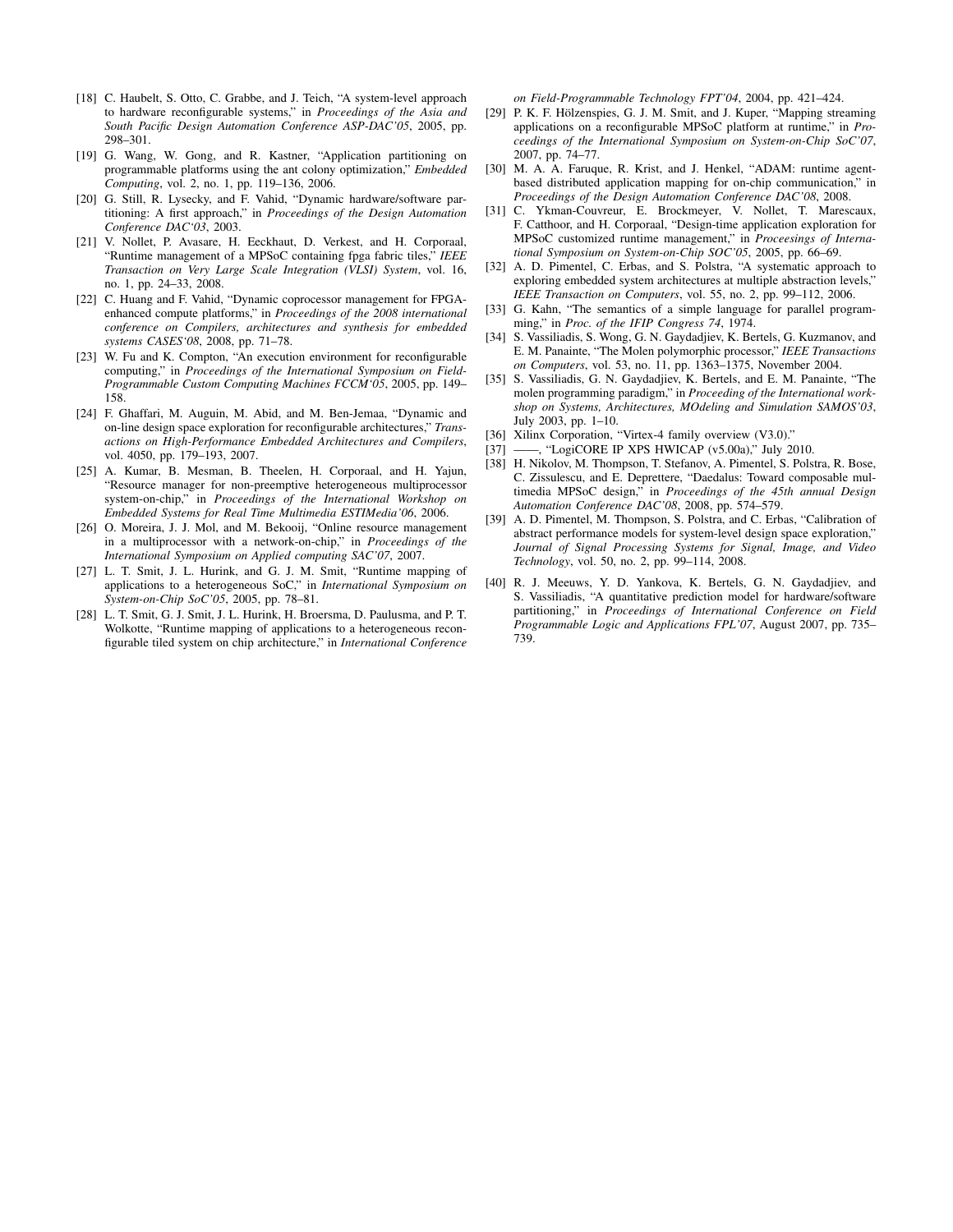[18] C. Haubelt, S. Otto, C. Grabbe, and J. Teich, "A system-level approach to hardware reconfigurable systems," in *Proceedings of the Asia and South Pacific Design Automation Conference ASP-DAC'05*, 2005, pp. 298–301.

[19] G. Wang, W. Gong, and R. Kastner, "Application partitioning on programmable platforms using the ant colony optimization," *Embedded Computing*, vol. 2, no. 1, pp. 119–136, 2006.

[20] G. Still, R. Lysecky, and F. Vahid, "Dynamic hardware/software partitioning: A first approach," in *Proceedings of the Design Automation Conference DAC'03*, 2003.

[21] V. Nollet, P. Avasare, H. Eeckhaut, D. Verkest, and H. Corporaal, "Runtime management of a MPSoC containing fpga fabric tiles," *IEEE Transaction on Very Large Scale Integration (VLSI) System*, vol. 16, no. 1, pp. 24–33, 2008.

[22] C. Huang and F. Vahid, "Dynamic coprocessor management for FPGA-enhanced compute platforms," in *Proceedings of the 2008 international conference on Compilers, architectures and synthesis for embedded systems CASES'08*, 2008, pp. 71–78.

[23] W. Fu and K. Compton, "An execution environment for reconfigurable computing," in *Proceedings of the International Symposium on Field-Programmable Custom Computing Machines FCCM'05*, 2005, pp. 149–158.

[24] F. Ghaffari, M. Auguin, M. Abid, and M. Ben-Jemaa, "Dynamic and on-line design space exploration for reconfigurable architectures," *Transactions on High-Performance Embedded Architectures and Compilers*, vol. 4050, pp. 179–193, 2007.

[25] A. Kumar, B. Mesman, B. Theelen, H. Corporaal, and H. Yajun, "Resource manager for non-preemptive heterogeneous multiprocessor system-on-chip," in *Proceedings of the International Workshop on Embedded Systems for Real Time Multimedia ESTIMedia'06*, 2006.

[26] O. Moreira, J. J. Mol, and M. Bekooij, "Online resource management in a multiprocessor with a network-on-chip," in *Proceedings of the International Symposium on Applied computing SAC'07*, 2007.

[27] L. T. Smit, J. L. Hurink, and G. J. M. Smit, "Runtime mapping of applications to a heterogeneous SoC," in *International Symposium on System-on-Chip SoC'05*, 2005, pp. 78–81.

[28] L. T. Smit, G. J. Smit, J. L. Hurink, H. Broersma, D. Paulusma, and P. T. Wolkotte, "Runtime mapping of applications to a heterogeneous reconfigurable tiled system on chip architecture," in *International Conference on Field-Programmable Technology FPT'04*, 2004, pp. 421–424.

[29] P. K. F. Hölzenspies, G. J. M. Smit, and J. Kuper, "Mapping streaming applications on a reconfigurable MPSoC platform at runtime," in *Proceedings of the International Symposium on System-on-Chip SoC'07*, 2007, pp. 74–77.

[30] M. A. A. Faruque, R. Krist, and J. Henkel, "ADAM: runtime agent-based distributed application mapping for on-chip communication," in *Proceedings of the Design Automation Conference DAC'08*, 2008.

[31] C. Ykman-Couvreur, E. Brockmeyer, V. Nollet, T. Marescaux, F. Catthoor, and H. Corporaal, "Design-time application exploration for MPSoC customized runtime management," in *Proceesings of International Symposium on System-on-Chip SOC'05*, 2005, pp. 66–69.

[32] A. D. Pimentel, C. Erbas, and S. Polstra, "A systematic approach to exploring embedded system architectures at multiple abstraction levels," *IEEE Transaction on Computers*, vol. 55, no. 2, pp. 99–112, 2006.

[33] G. Kahn, "The semantics of a simple language for parallel programming," in *Proc. of the IFIP Congress 74*, 1974.

[34] S. Vassiliadis, S. Wong, G. N. Gaydadjiev, K. Bertels, G. Kuzmanov, and E. M. Panainte, "The Molen polymorphic processor," *IEEE Transactions on Computers*, vol. 53, no. 11, pp. 1363–1375, November 2004.

[35] S. Vassiliadis, G. N. Gaydadjiev, K. Bertels, and E. M. Panainte, "The molen programming paradigm," in *Proceeding of the International workshop on Systems, Architectures, MOdeling and Simulation SAMOS'03*, July 2003, pp. 1–10.

[36] Xilinx Corporation, "Virtex-4 family overview (V3.0)."

[37] ——, "LogiCORE IP XPS HWICAP (v5.00a)," July 2010.

[38] H. Nikolov, M. Thompson, T. Stefanov, A. Pimentel, S. Polstra, R. Bose, C. Zissulescu, and E. Deprettere, "Daedalus: Toward composable multimedia MPSoC design," in *Proceedings of the 45th annual Design Automation Conference DAC'08*, 2008, pp. 574–579.

[39] A. D. Pimentel, M. Thompson, S. Polstra, and C. Erbas, "Calibration of abstract performance models for system-level design space exploration," *Journal of Signal Processing Systems for Signal, Image, and Video Technology*, vol. 50, no. 2, pp. 99–114, 2008.

[40] R. J. Meeuws, Y. D. Yankova, K. Bertels, G. N. Gaydadjiev, and S. Vassiliadis, "A quantitative prediction model for hardware/software partitioning," in *Proceedings of International Conference on Field Programmable Logic and Applications FPL'07*, August 2007, pp. 735–739.